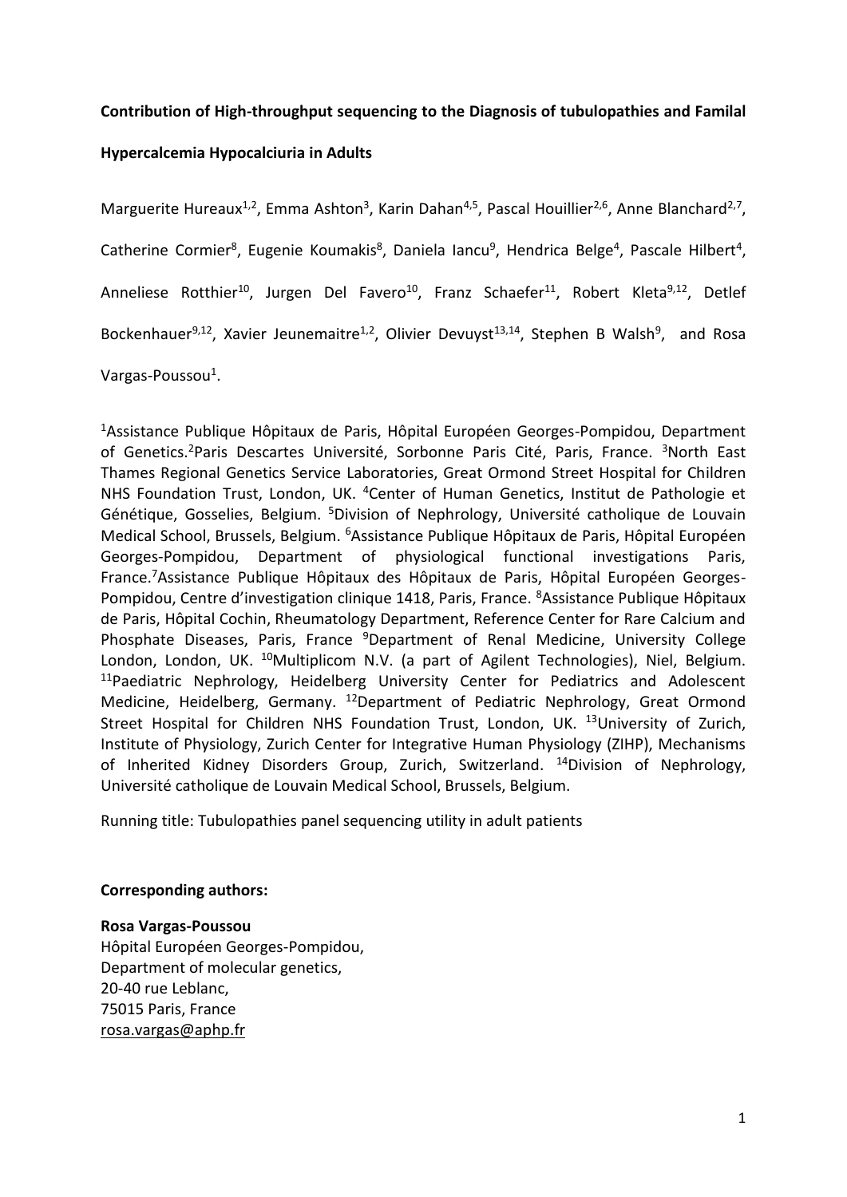**Contribution of High-throughput sequencing to the Diagnosis of tubulopathies and Familal Hypercalcemia Hypocalciuria in Adults**

Marguerite Hureaux[1,2], Emma Ashton[3], Karin Dahan[4,5], Pascal Houillier[2,6], Anne Blanchard[2,7], Catherine Cormier[8], Eugenie Koumakis[8], Daniela Iancu[9], Hendrica Belge[4], Pascale Hilbert[4], Anneliese Rotthier[10], Jurgen Del Favero[10], Franz Schaefer[11], Robert Kleta[9,12], Detlef Bockenhauer[9,12], Xavier Jeunemaitre[1,2], Olivier Devuyst[13,14], Stephen B Walsh[9], and Rosa Vargas-Poussou[1].

[1]Assistance Publique Hôpitaux de Paris, Hôpital Européen Georges-Pompidou, Department of Genetics.[2]Paris Descartes Université, Sorbonne Paris Cité, Paris, France. [3]North East Thames Regional Genetics Service Laboratories, Great Ormond Street Hospital for Children NHS Foundation Trust, London, UK. [4]Center of Human Genetics, Institut de Pathologie et Génétique, Gosselies, Belgium. [5]Division of Nephrology, Université catholique de Louvain Medical School, Brussels, Belgium. [6]Assistance Publique Hôpitaux de Paris, Hôpital Européen Georges-Pompidou, Department of physiological functional investigations Paris, France.[7]Assistance Publique Hôpitaux des Hôpitaux de Paris, Hôpital Européen Georges-Pompidou, Centre d'investigation clinique 1418, Paris, France. [8]Assistance Publique Hôpitaux de Paris, Hôpital Cochin, Rheumatology Department, Reference Center for Rare Calcium and Phosphate Diseases, Paris, France [9]Department of Renal Medicine, University College London, London, UK. [10]Multiplicom N.V. (a part of Agilent Technologies), Niel, Belgium. [11]Paediatric Nephrology, Heidelberg University Center for Pediatrics and Adolescent Medicine, Heidelberg, Germany. [12]Department of Pediatric Nephrology, Great Ormond Street Hospital for Children NHS Foundation Trust, London, UK. [13]University of Zurich, Institute of Physiology, Zurich Center for Integrative Human Physiology (ZIHP), Mechanisms of Inherited Kidney Disorders Group, Zurich, Switzerland. [14]Division of Nephrology, Université catholique de Louvain Medical School, Brussels, Belgium.

Running title: Tubulopathies panel sequencing utility in adult patients

**Corresponding authors:**

**Rosa Vargas-Poussou**
Hôpital Européen Georges-Pompidou,
Department of molecular genetics,
20-40 rue Leblanc,
75015 Paris, France
rosa.vargas@aphp.fr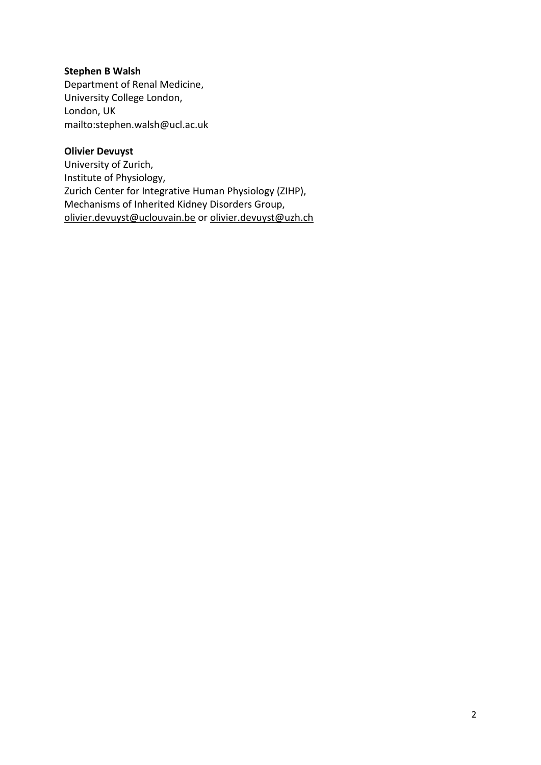**Stephen B Walsh**
Department of Renal Medicine,
University College London,
London, UK
mailto:stephen.walsh@ucl.ac.uk

**Olivier Devuyst**
University of Zurich,
Institute of Physiology,
Zurich Center for Integrative Human Physiology (ZIHP),
Mechanisms of Inherited Kidney Disorders Group,
olivier.devuyst@uclouvain.be or olivier.devuyst@uzh.ch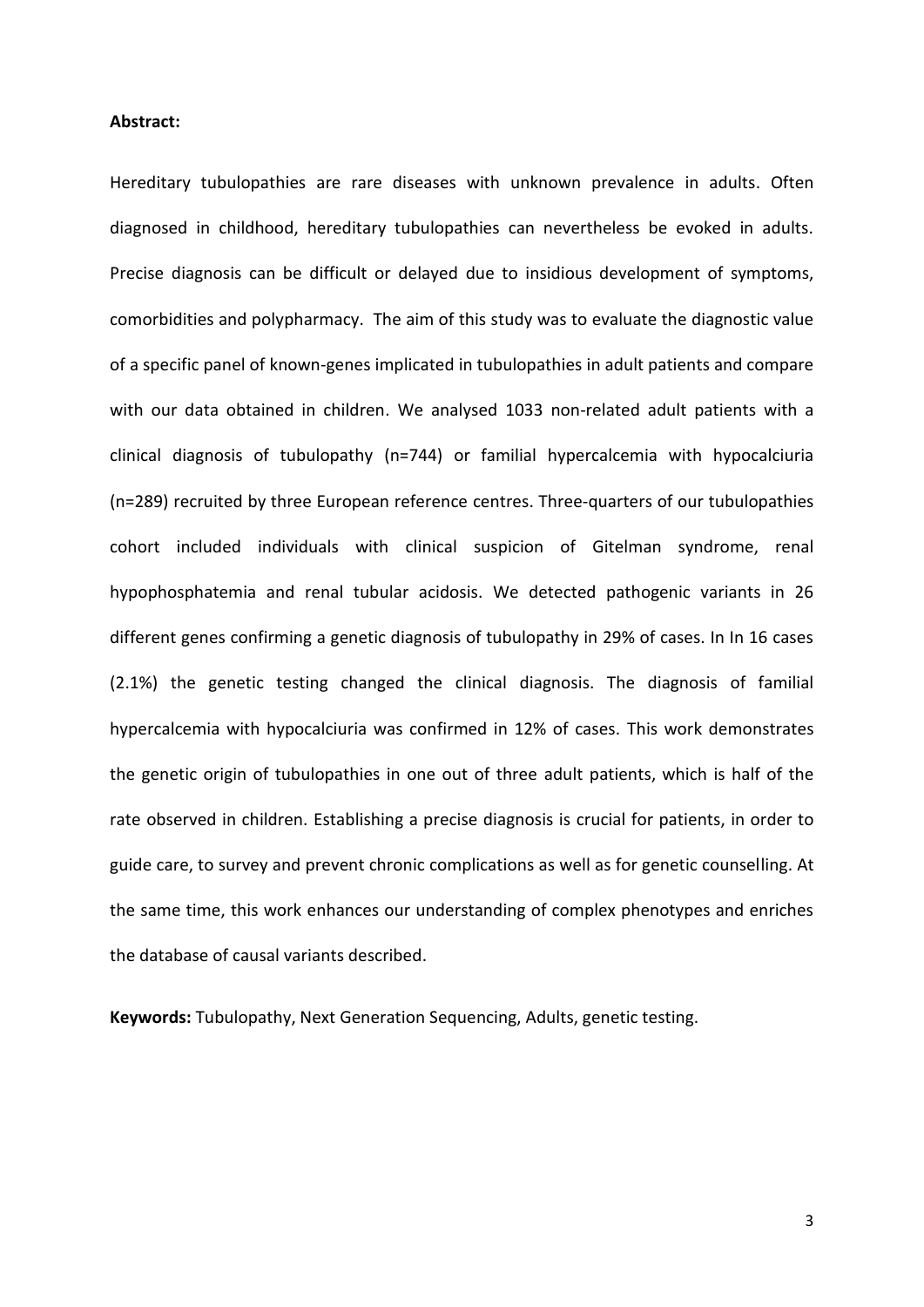**Abstract:**

Hereditary tubulopathies are rare diseases with unknown prevalence in adults. Often diagnosed in childhood, hereditary tubulopathies can nevertheless be evoked in adults. Precise diagnosis can be difficult or delayed due to insidious development of symptoms, comorbidities and polypharmacy. The aim of this study was to evaluate the diagnostic value of a specific panel of known-genes implicated in tubulopathies in adult patients and compare with our data obtained in children. We analysed 1033 non-related adult patients with a clinical diagnosis of tubulopathy (n=744) or familial hypercalcemia with hypocalciuria (n=289) recruited by three European reference centres. Three-quarters of our tubulopathies cohort included individuals with clinical suspicion of Gitelman syndrome, renal hypophosphatemia and renal tubular acidosis. We detected pathogenic variants in 26 different genes confirming a genetic diagnosis of tubulopathy in 29% of cases. In In 16 cases (2.1%) the genetic testing changed the clinical diagnosis. The diagnosis of familial hypercalcemia with hypocalciuria was confirmed in 12% of cases. This work demonstrates the genetic origin of tubulopathies in one out of three adult patients, which is half of the rate observed in children. Establishing a precise diagnosis is crucial for patients, in order to guide care, to survey and prevent chronic complications as well as for genetic counselling. At the same time, this work enhances our understanding of complex phenotypes and enriches the database of causal variants described.

**Keywords:** Tubulopathy, Next Generation Sequencing, Adults, genetic testing.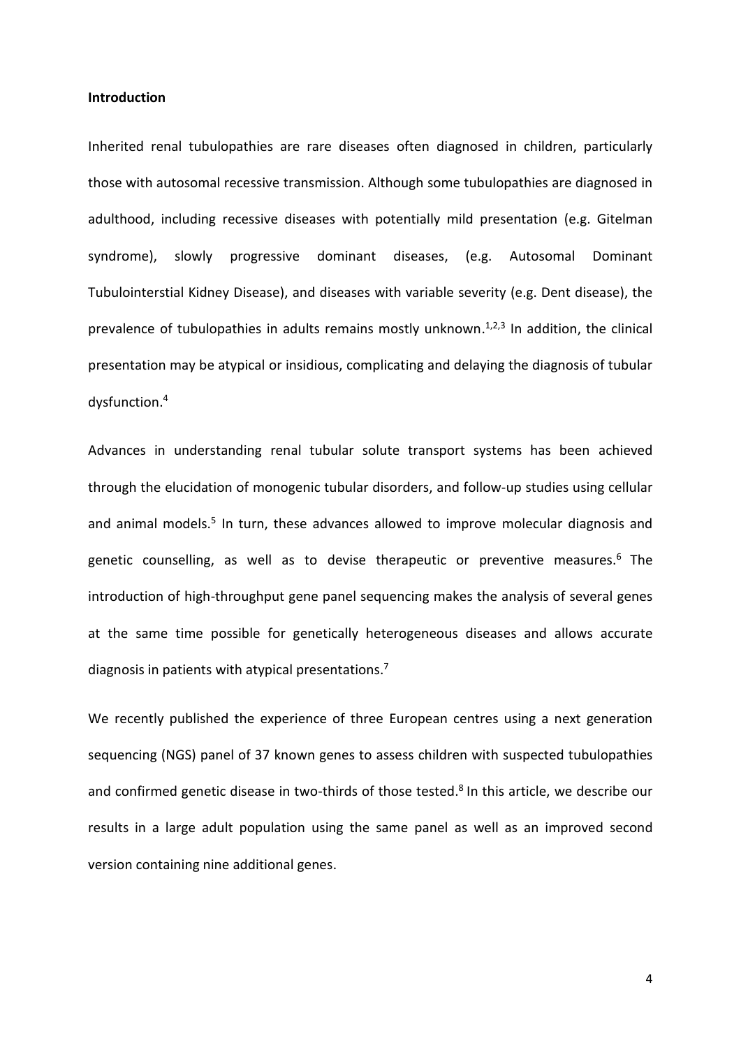## Introduction

Inherited renal tubulopathies are rare diseases often diagnosed in children, particularly those with autosomal recessive transmission. Although some tubulopathies are diagnosed in adulthood, including recessive diseases with potentially mild presentation (e.g. Gitelman syndrome), slowly progressive dominant diseases, (e.g. Autosomal Dominant Tubulointerstial Kidney Disease), and diseases with variable severity (e.g. Dent disease), the prevalence of tubulopathies in adults remains mostly unknown.[1,2,3] In addition, the clinical presentation may be atypical or insidious, complicating and delaying the diagnosis of tubular dysfunction.[4]

Advances in understanding renal tubular solute transport systems has been achieved through the elucidation of monogenic tubular disorders, and follow-up studies using cellular and animal models.[5] In turn, these advances allowed to improve molecular diagnosis and genetic counselling, as well as to devise therapeutic or preventive measures.[6] The introduction of high-throughput gene panel sequencing makes the analysis of several genes at the same time possible for genetically heterogeneous diseases and allows accurate diagnosis in patients with atypical presentations.[7]

We recently published the experience of three European centres using a next generation sequencing (NGS) panel of 37 known genes to assess children with suspected tubulopathies and confirmed genetic disease in two-thirds of those tested.[8] In this article, we describe our results in a large adult population using the same panel as well as an improved second version containing nine additional genes.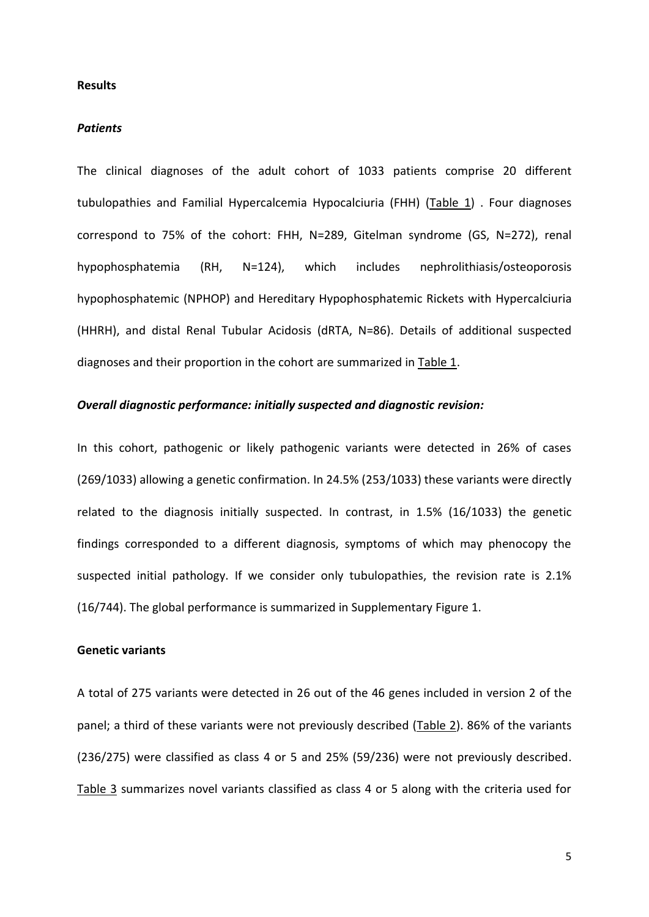## Results

### *Patients*

The clinical diagnoses of the adult cohort of 1033 patients comprise 20 different tubulopathies and Familial Hypercalcemia Hypocalciuria (FHH) (Table 1) . Four diagnoses correspond to 75% of the cohort: FHH, N=289, Gitelman syndrome (GS, N=272), renal hypophosphatemia (RH, N=124), which includes nephrolithiasis/osteoporosis hypophosphatemic (NPHOP) and Hereditary Hypophosphatemic Rickets with Hypercalciuria (HHRH), and distal Renal Tubular Acidosis (dRTA, N=86). Details of additional suspected diagnoses and their proportion in the cohort are summarized in Table 1.

### *Overall diagnostic performance: initially suspected and diagnostic revision:*

In this cohort, pathogenic or likely pathogenic variants were detected in 26% of cases (269/1033) allowing a genetic confirmation. In 24.5% (253/1033) these variants were directly related to the diagnosis initially suspected. In contrast, in 1.5% (16/1033) the genetic findings corresponded to a different diagnosis, symptoms of which may phenocopy the suspected initial pathology. If we consider only tubulopathies, the revision rate is 2.1% (16/744). The global performance is summarized in Supplementary Figure 1.

## Genetic variants

A total of 275 variants were detected in 26 out of the 46 genes included in version 2 of the panel; a third of these variants were not previously described (Table 2). 86% of the variants (236/275) were classified as class 4 or 5 and 25% (59/236) were not previously described. Table 3 summarizes novel variants classified as class 4 or 5 along with the criteria used for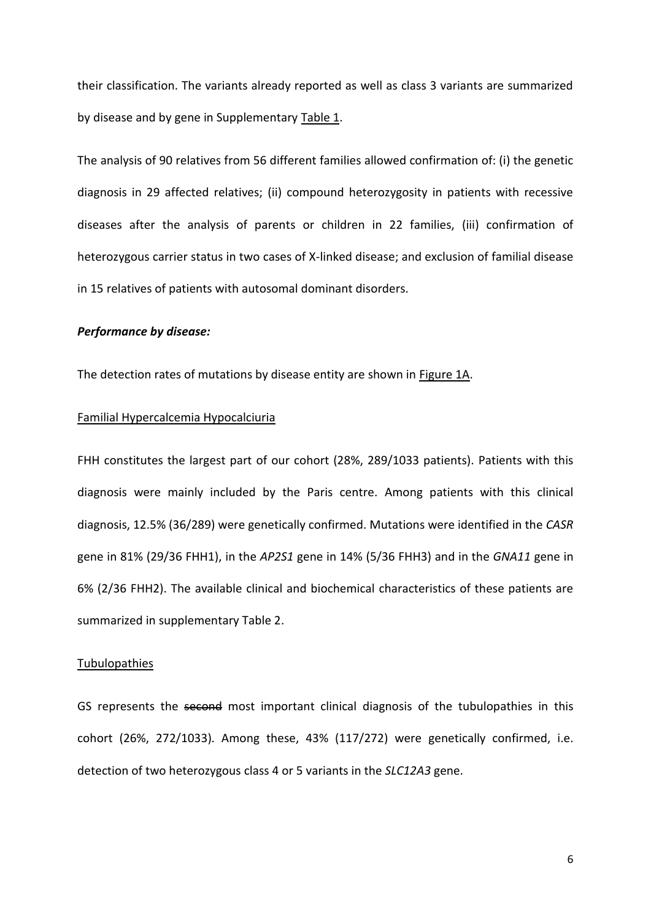their classification. The variants already reported as well as class 3 variants are summarized by disease and by gene in Supplementary Table 1.

The analysis of 90 relatives from 56 different families allowed confirmation of: (i) the genetic diagnosis in 29 affected relatives; (ii) compound heterozygosity in patients with recessive diseases after the analysis of parents or children in 22 families, (iii) confirmation of heterozygous carrier status in two cases of X-linked disease; and exclusion of familial disease in 15 relatives of patients with autosomal dominant disorders.

***Performance by disease:***

The detection rates of mutations by disease entity are shown in Figure 1A.

Familial Hypercalcemia Hypocalciuria

FHH constitutes the largest part of our cohort (28%, 289/1033 patients). Patients with this diagnosis were mainly included by the Paris centre. Among patients with this clinical diagnosis, 12.5% (36/289) were genetically confirmed. Mutations were identified in the *CASR* gene in 81% (29/36 FHH1), in the *AP2S1* gene in 14% (5/36 FHH3) and in the *GNA11* gene in 6% (2/36 FHH2). The available clinical and biochemical characteristics of these patients are summarized in supplementary Table 2.

Tubulopathies

GS represents the ~~second~~ most important clinical diagnosis of the tubulopathies in this cohort (26%, 272/1033). Among these, 43% (117/272) were genetically confirmed, i.e. detection of two heterozygous class 4 or 5 variants in the *SLC12A3* gene.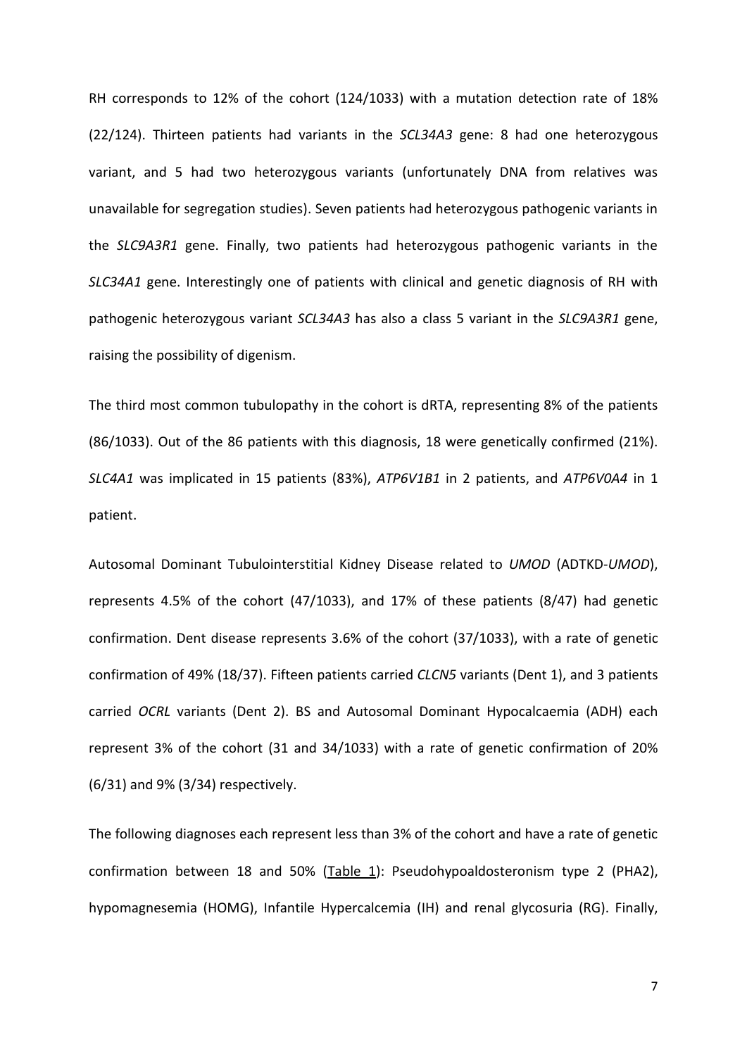RH corresponds to 12% of the cohort (124/1033) with a mutation detection rate of 18% (22/124). Thirteen patients had variants in the *SCL34A3* gene: 8 had one heterozygous variant, and 5 had two heterozygous variants (unfortunately DNA from relatives was unavailable for segregation studies). Seven patients had heterozygous pathogenic variants in the *SLC9A3R1* gene. Finally, two patients had heterozygous pathogenic variants in the *SLC34A1* gene. Interestingly one of patients with clinical and genetic diagnosis of RH with pathogenic heterozygous variant *SCL34A3* has also a class 5 variant in the *SLC9A3R1* gene, raising the possibility of digenism.

The third most common tubulopathy in the cohort is dRTA, representing 8% of the patients (86/1033). Out of the 86 patients with this diagnosis, 18 were genetically confirmed (21%). *SLC4A1* was implicated in 15 patients (83%), *ATP6V1B1* in 2 patients, and *ATP6V0A4* in 1 patient.

Autosomal Dominant Tubulointerstitial Kidney Disease related to *UMOD* (ADTKD-*UMOD*), represents 4.5% of the cohort (47/1033), and 17% of these patients (8/47) had genetic confirmation. Dent disease represents 3.6% of the cohort (37/1033), with a rate of genetic confirmation of 49% (18/37). Fifteen patients carried *CLCN5* variants (Dent 1), and 3 patients carried *OCRL* variants (Dent 2). BS and Autosomal Dominant Hypocalcaemia (ADH) each represent 3% of the cohort (31 and 34/1033) with a rate of genetic confirmation of 20% (6/31) and 9% (3/34) respectively.

The following diagnoses each represent less than 3% of the cohort and have a rate of genetic confirmation between 18 and 50% (Table 1): Pseudohypoaldosteronism type 2 (PHA2), hypomagnesemia (HOMG), Infantile Hypercalcemia (IH) and renal glycosuria (RG). Finally,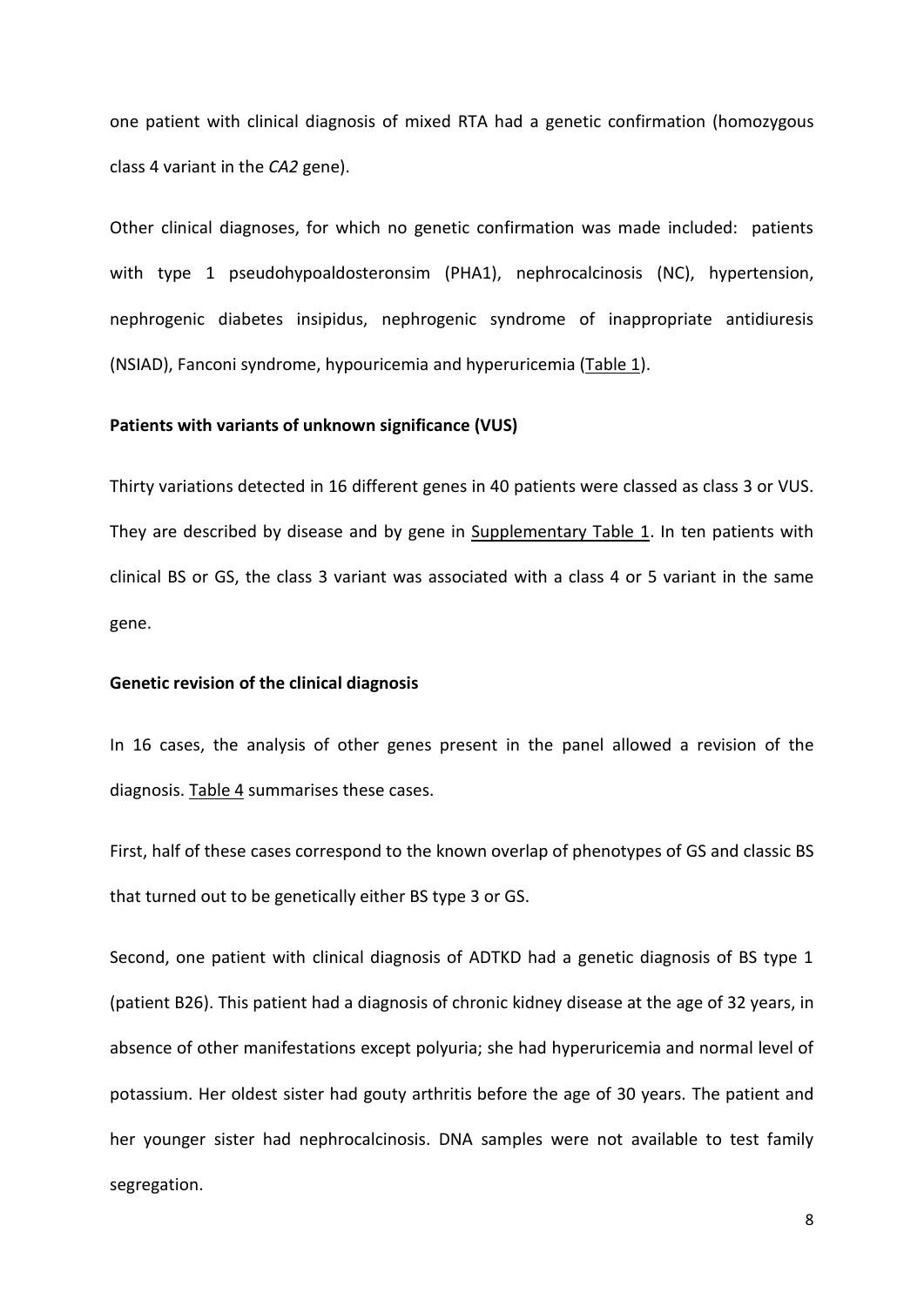one patient with clinical diagnosis of mixed RTA had a genetic confirmation (homozygous class 4 variant in the *CA2* gene).

Other clinical diagnoses, for which no genetic confirmation was made included: patients with type 1 pseudohypoaldosteronsim (PHA1), nephrocalcinosis (NC), hypertension, nephrogenic diabetes insipidus, nephrogenic syndrome of inappropriate antidiuresis (NSIAD), Fanconi syndrome, hypouricemia and hyperuricemia (Table 1).

**Patients with variants of unknown significance (VUS)**

Thirty variations detected in 16 different genes in 40 patients were classed as class 3 or VUS. They are described by disease and by gene in Supplementary Table 1. In ten patients with clinical BS or GS, the class 3 variant was associated with a class 4 or 5 variant in the same gene.

**Genetic revision of the clinical diagnosis**

In 16 cases, the analysis of other genes present in the panel allowed a revision of the diagnosis. Table 4 summarises these cases.

First, half of these cases correspond to the known overlap of phenotypes of GS and classic BS that turned out to be genetically either BS type 3 or GS.

Second, one patient with clinical diagnosis of ADTKD had a genetic diagnosis of BS type 1 (patient B26). This patient had a diagnosis of chronic kidney disease at the age of 32 years, in absence of other manifestations except polyuria; she had hyperuricemia and normal level of potassium. Her oldest sister had gouty arthritis before the age of 30 years. The patient and her younger sister had nephrocalcinosis. DNA samples were not available to test family segregation.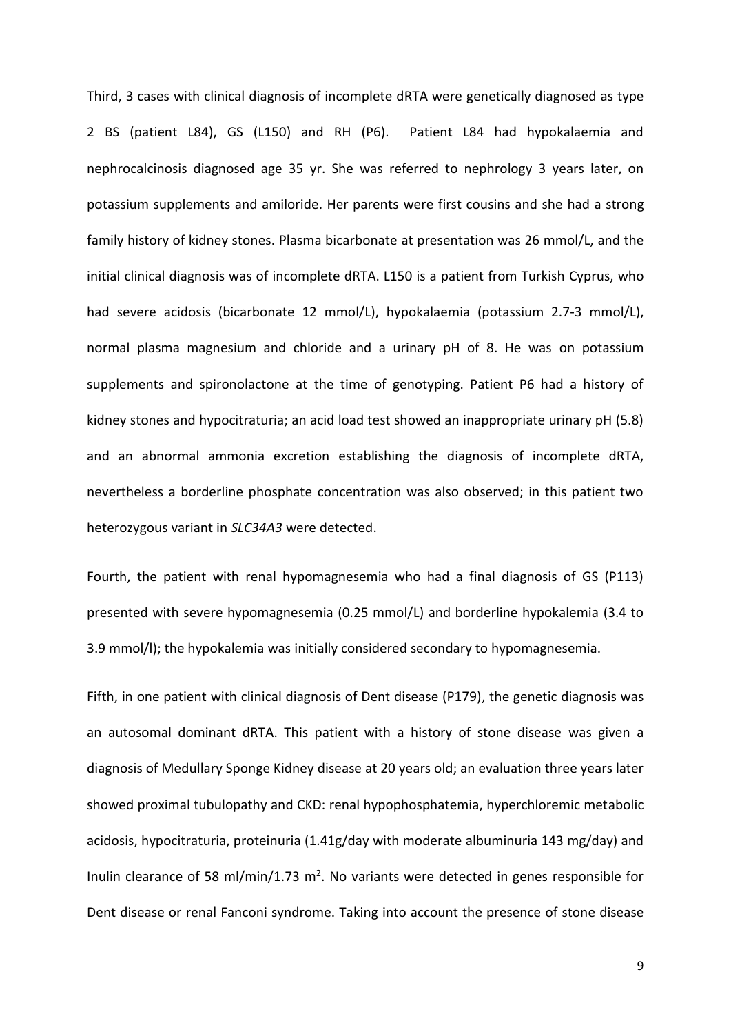Third, 3 cases with clinical diagnosis of incomplete dRTA were genetically diagnosed as type 2 BS (patient L84), GS (L150) and RH (P6). Patient L84 had hypokalaemia and nephrocalcinosis diagnosed age 35 yr. She was referred to nephrology 3 years later, on potassium supplements and amiloride. Her parents were first cousins and she had a strong family history of kidney stones. Plasma bicarbonate at presentation was 26 mmol/L, and the initial clinical diagnosis was of incomplete dRTA. L150 is a patient from Turkish Cyprus, who had severe acidosis (bicarbonate 12 mmol/L), hypokalaemia (potassium 2.7-3 mmol/L), normal plasma magnesium and chloride and a urinary pH of 8. He was on potassium supplements and spironolactone at the time of genotyping. Patient P6 had a history of kidney stones and hypocitraturia; an acid load test showed an inappropriate urinary pH (5.8) and an abnormal ammonia excretion establishing the diagnosis of incomplete dRTA, nevertheless a borderline phosphate concentration was also observed; in this patient two heterozygous variant in *SLC34A3* were detected.

Fourth, the patient with renal hypomagnesemia who had a final diagnosis of GS (P113) presented with severe hypomagnesemia (0.25 mmol/L) and borderline hypokalemia (3.4 to 3.9 mmol/l); the hypokalemia was initially considered secondary to hypomagnesemia.

Fifth, in one patient with clinical diagnosis of Dent disease (P179), the genetic diagnosis was an autosomal dominant dRTA. This patient with a history of stone disease was given a diagnosis of Medullary Sponge Kidney disease at 20 years old; an evaluation three years later showed proximal tubulopathy and CKD: renal hypophosphatemia, hyperchloremic metabolic acidosis, hypocitraturia, proteinuria (1.41g/day with moderate albuminuria 143 mg/day) and Inulin clearance of 58 ml/min/1.73 $m^2$. No variants were detected in genes responsible for Dent disease or renal Fanconi syndrome. Taking into account the presence of stone disease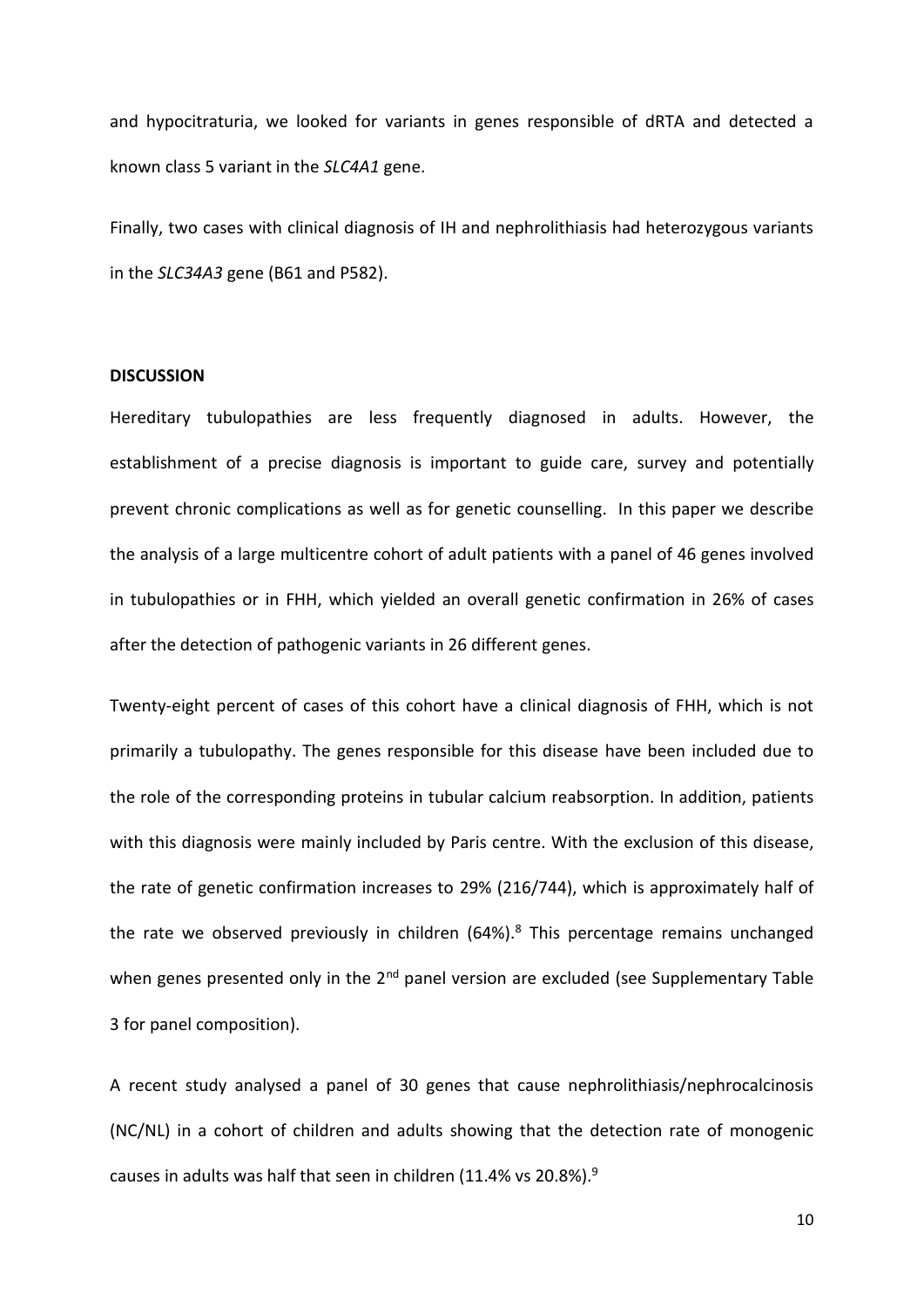and hypocitraturia, we looked for variants in genes responsible of dRTA and detected a known class 5 variant in the *SLC4A1* gene.

Finally, two cases with clinical diagnosis of IH and nephrolithiasis had heterozygous variants in the *SLC34A3* gene (B61 and P582).

## DISCUSSION

Hereditary tubulopathies are less frequently diagnosed in adults. However, the establishment of a precise diagnosis is important to guide care, survey and potentially prevent chronic complications as well as for genetic counselling. In this paper we describe the analysis of a large multicentre cohort of adult patients with a panel of 46 genes involved in tubulopathies or in FHH, which yielded an overall genetic confirmation in 26% of cases after the detection of pathogenic variants in 26 different genes.

Twenty-eight percent of cases of this cohort have a clinical diagnosis of FHH, which is not primarily a tubulopathy. The genes responsible for this disease have been included due to the role of the corresponding proteins in tubular calcium reabsorption. In addition, patients with this diagnosis were mainly included by Paris centre. With the exclusion of this disease, the rate of genetic confirmation increases to 29% (216/744), which is approximately half of the rate we observed previously in children (64%).[8] This percentage remains unchanged when genes presented only in the 2nd panel version are excluded (see Supplementary Table 3 for panel composition).

A recent study analysed a panel of 30 genes that cause nephrolithiasis/nephrocalcinosis (NC/NL) in a cohort of children and adults showing that the detection rate of monogenic causes in adults was half that seen in children (11.4% vs 20.8%).[9]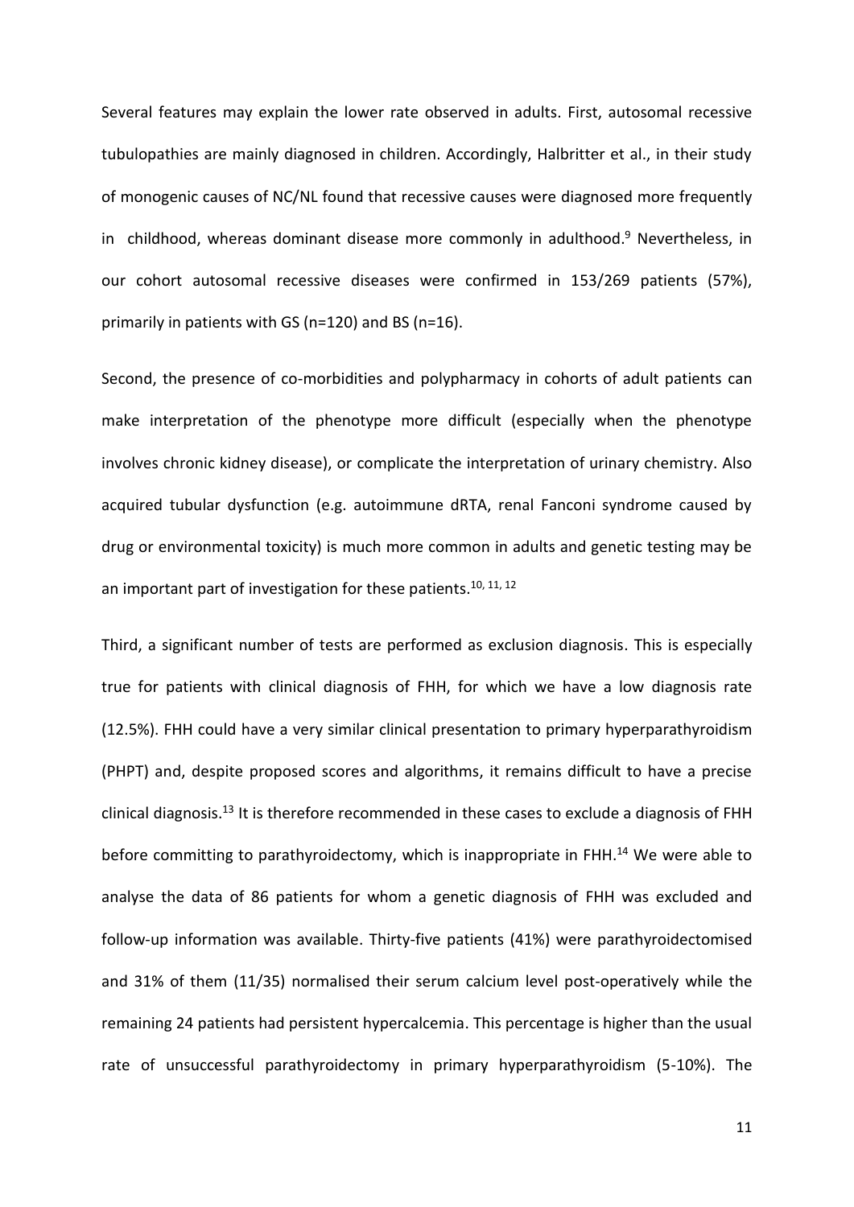Several features may explain the lower rate observed in adults. First, autosomal recessive tubulopathies are mainly diagnosed in children. Accordingly, Halbritter et al., in their study of monogenic causes of NC/NL found that recessive causes were diagnosed more frequently in childhood, whereas dominant disease more commonly in adulthood.[9] Nevertheless, in our cohort autosomal recessive diseases were confirmed in 153/269 patients (57%), primarily in patients with GS (n=120) and BS (n=16).

Second, the presence of co-morbidities and polypharmacy in cohorts of adult patients can make interpretation of the phenotype more difficult (especially when the phenotype involves chronic kidney disease), or complicate the interpretation of urinary chemistry. Also acquired tubular dysfunction (e.g. autoimmune dRTA, renal Fanconi syndrome caused by drug or environmental toxicity) is much more common in adults and genetic testing may be an important part of investigation for these patients.[10, 11, 12]

Third, a significant number of tests are performed as exclusion diagnosis. This is especially true for patients with clinical diagnosis of FHH, for which we have a low diagnosis rate (12.5%). FHH could have a very similar clinical presentation to primary hyperparathyroidism (PHPT) and, despite proposed scores and algorithms, it remains difficult to have a precise clinical diagnosis.[13] It is therefore recommended in these cases to exclude a diagnosis of FHH before committing to parathyroidectomy, which is inappropriate in FHH.[14] We were able to analyse the data of 86 patients for whom a genetic diagnosis of FHH was excluded and follow-up information was available. Thirty-five patients (41%) were parathyroidectomised and 31% of them (11/35) normalised their serum calcium level post-operatively while the remaining 24 patients had persistent hypercalcemia. This percentage is higher than the usual rate of unsuccessful parathyroidectomy in primary hyperparathyroidism (5-10%). The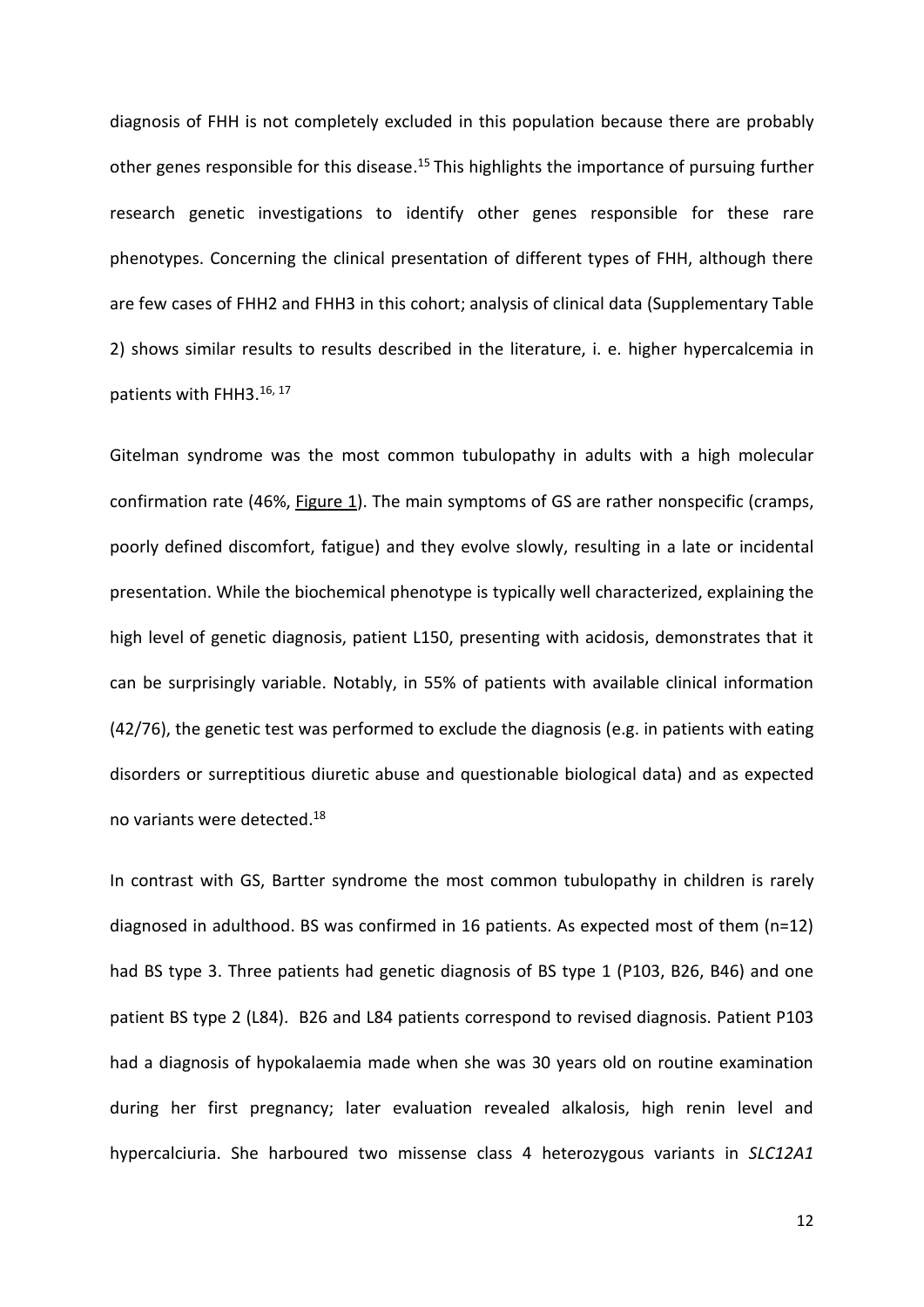diagnosis of FHH is not completely excluded in this population because there are probably other genes responsible for this disease.[15] This highlights the importance of pursuing further research genetic investigations to identify other genes responsible for these rare phenotypes. Concerning the clinical presentation of different types of FHH, although there are few cases of FHH2 and FHH3 in this cohort; analysis of clinical data (Supplementary Table 2) shows similar results to results described in the literature, i. e. higher hypercalcemia in patients with FHH3.[16, 17]

Gitelman syndrome was the most common tubulopathy in adults with a high molecular confirmation rate (46%, Figure 1). The main symptoms of GS are rather nonspecific (cramps, poorly defined discomfort, fatigue) and they evolve slowly, resulting in a late or incidental presentation. While the biochemical phenotype is typically well characterized, explaining the high level of genetic diagnosis, patient L150, presenting with acidosis, demonstrates that it can be surprisingly variable. Notably, in 55% of patients with available clinical information (42/76), the genetic test was performed to exclude the diagnosis (e.g. in patients with eating disorders or surreptitious diuretic abuse and questionable biological data) and as expected no variants were detected.[18]

In contrast with GS, Bartter syndrome the most common tubulopathy in children is rarely diagnosed in adulthood. BS was confirmed in 16 patients. As expected most of them (n=12) had BS type 3. Three patients had genetic diagnosis of BS type 1 (P103, B26, B46) and one patient BS type 2 (L84). B26 and L84 patients correspond to revised diagnosis. Patient P103 had a diagnosis of hypokalaemia made when she was 30 years old on routine examination during her first pregnancy; later evaluation revealed alkalosis, high renin level and hypercalciuria. She harboured two missense class 4 heterozygous variants in *SLC12A1*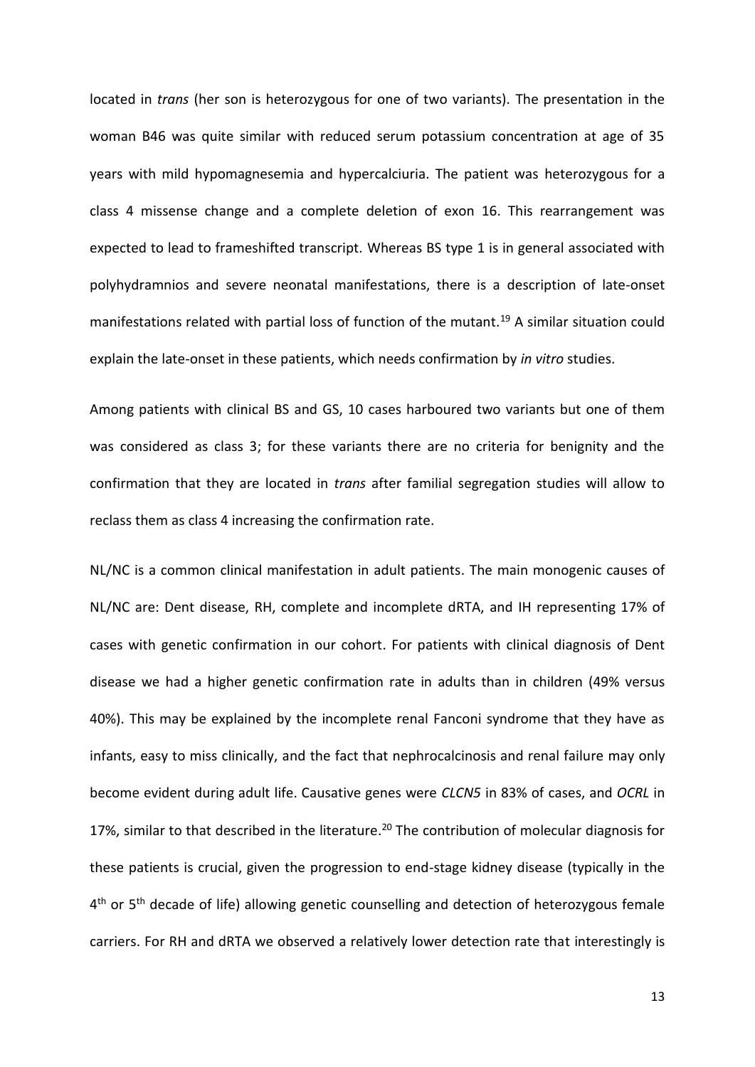located in *trans* (her son is heterozygous for one of two variants). The presentation in the woman B46 was quite similar with reduced serum potassium concentration at age of 35 years with mild hypomagnesemia and hypercalciuria. The patient was heterozygous for a class 4 missense change and a complete deletion of exon 16. This rearrangement was expected to lead to frameshifted transcript. Whereas BS type 1 is in general associated with polyhydramnios and severe neonatal manifestations, there is a description of late-onset manifestations related with partial loss of function of the mutant.[19] A similar situation could explain the late-onset in these patients, which needs confirmation by *in vitro* studies.

Among patients with clinical BS and GS, 10 cases harboured two variants but one of them was considered as class 3; for these variants there are no criteria for benignity and the confirmation that they are located in *trans* after familial segregation studies will allow to reclass them as class 4 increasing the confirmation rate.

NL/NC is a common clinical manifestation in adult patients. The main monogenic causes of NL/NC are: Dent disease, RH, complete and incomplete dRTA, and IH representing 17% of cases with genetic confirmation in our cohort. For patients with clinical diagnosis of Dent disease we had a higher genetic confirmation rate in adults than in children (49% versus 40%). This may be explained by the incomplete renal Fanconi syndrome that they have as infants, easy to miss clinically, and the fact that nephrocalcinosis and renal failure may only become evident during adult life. Causative genes were *CLCN5* in 83% of cases, and *OCRL* in 17%, similar to that described in the literature.[20] The contribution of molecular diagnosis for these patients is crucial, given the progression to end-stage kidney disease (typically in the 4th or 5th decade of life) allowing genetic counselling and detection of heterozygous female carriers. For RH and dRTA we observed a relatively lower detection rate that interestingly is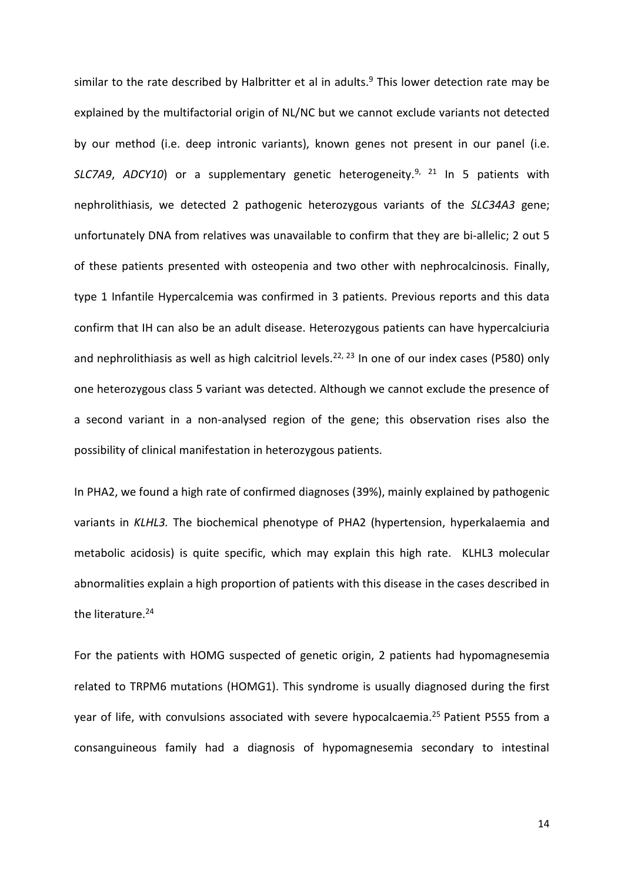similar to the rate described by Halbritter et al in adults.[9] This lower detection rate may be explained by the multifactorial origin of NL/NC but we cannot exclude variants not detected by our method (i.e. deep intronic variants), known genes not present in our panel (i.e. *SLC7A9*, *ADCY10*) or a supplementary genetic heterogeneity.[9, 21] In 5 patients with nephrolithiasis, we detected 2 pathogenic heterozygous variants of the *SLC34A3* gene; unfortunately DNA from relatives was unavailable to confirm that they are bi-allelic; 2 out 5 of these patients presented with osteopenia and two other with nephrocalcinosis. Finally, type 1 Infantile Hypercalcemia was confirmed in 3 patients. Previous reports and this data confirm that IH can also be an adult disease. Heterozygous patients can have hypercalciuria and nephrolithiasis as well as high calcitriol levels.[22, 23] In one of our index cases (P580) only one heterozygous class 5 variant was detected. Although we cannot exclude the presence of a second variant in a non-analysed region of the gene; this observation rises also the possibility of clinical manifestation in heterozygous patients.

In PHA2, we found a high rate of confirmed diagnoses (39%), mainly explained by pathogenic variants in *KLHL3.* The biochemical phenotype of PHA2 (hypertension, hyperkalaemia and metabolic acidosis) is quite specific, which may explain this high rate. KLHL3 molecular abnormalities explain a high proportion of patients with this disease in the cases described in the literature.[24]

For the patients with HOMG suspected of genetic origin, 2 patients had hypomagnesemia related to TRPM6 mutations (HOMG1). This syndrome is usually diagnosed during the first year of life, with convulsions associated with severe hypocalcaemia.[25] Patient P555 from a consanguineous family had a diagnosis of hypomagnesemia secondary to intestinal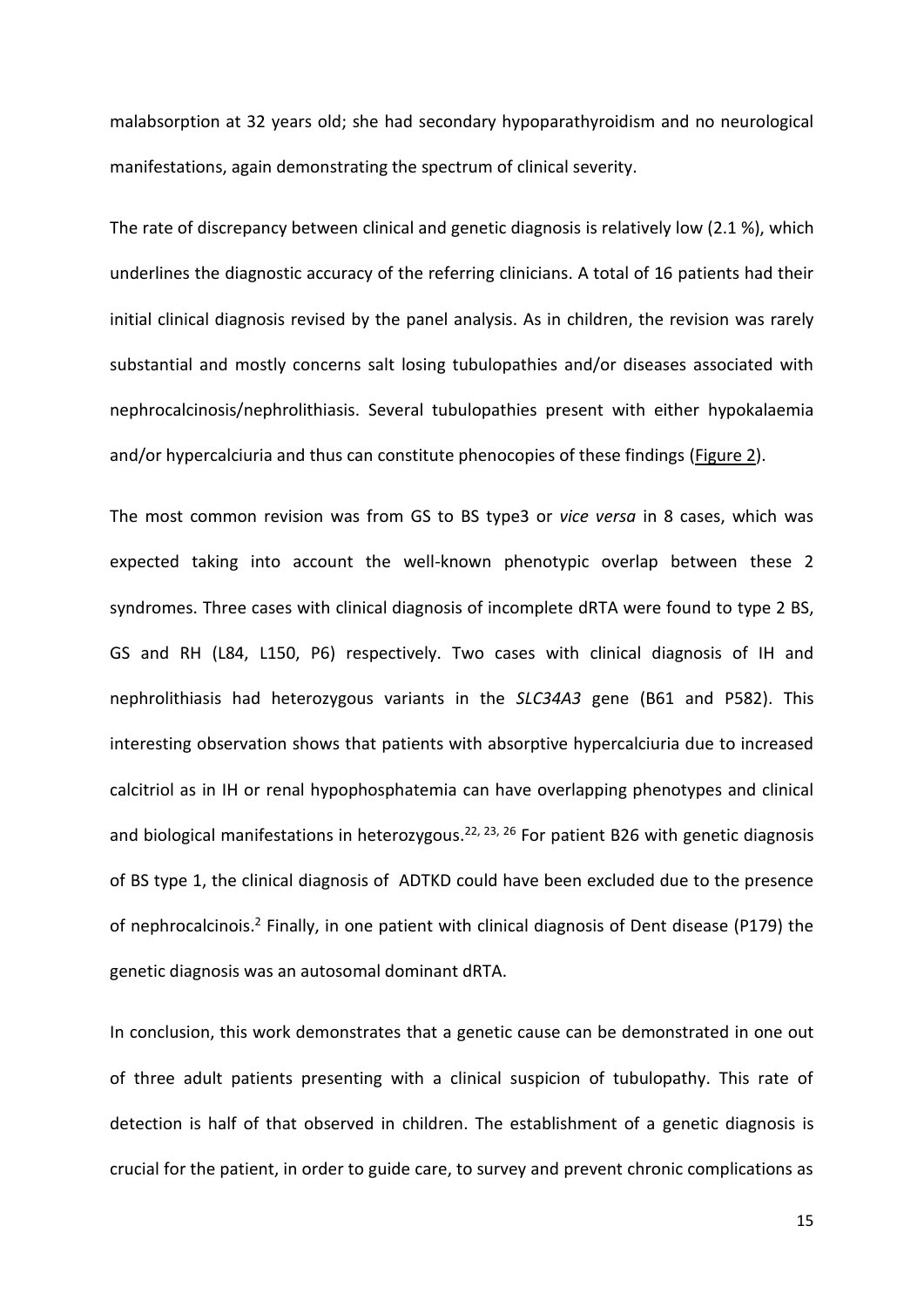malabsorption at 32 years old; she had secondary hypoparathyroidism and no neurological manifestations, again demonstrating the spectrum of clinical severity.

The rate of discrepancy between clinical and genetic diagnosis is relatively low (2.1 %), which underlines the diagnostic accuracy of the referring clinicians. A total of 16 patients had their initial clinical diagnosis revised by the panel analysis. As in children, the revision was rarely substantial and mostly concerns salt losing tubulopathies and/or diseases associated with nephrocalcinosis/nephrolithiasis. Several tubulopathies present with either hypokalaemia and/or hypercalciuria and thus can constitute phenocopies of these findings (Figure 2).

The most common revision was from GS to BS type3 or *vice versa* in 8 cases, which was expected taking into account the well-known phenotypic overlap between these 2 syndromes. Three cases with clinical diagnosis of incomplete dRTA were found to type 2 BS, GS and RH (L84, L150, P6) respectively. Two cases with clinical diagnosis of IH and nephrolithiasis had heterozygous variants in the *SLC34A3* gene (B61 and P582). This interesting observation shows that patients with absorptive hypercalciuria due to increased calcitriol as in IH or renal hypophosphatemia can have overlapping phenotypes and clinical and biological manifestations in heterozygous.[22, 23, 26] For patient B26 with genetic diagnosis of BS type 1, the clinical diagnosis of ADTKD could have been excluded due to the presence of nephrocalcinois.[2] Finally, in one patient with clinical diagnosis of Dent disease (P179) the genetic diagnosis was an autosomal dominant dRTA.

In conclusion, this work demonstrates that a genetic cause can be demonstrated in one out of three adult patients presenting with a clinical suspicion of tubulopathy. This rate of detection is half of that observed in children. The establishment of a genetic diagnosis is crucial for the patient, in order to guide care, to survey and prevent chronic complications as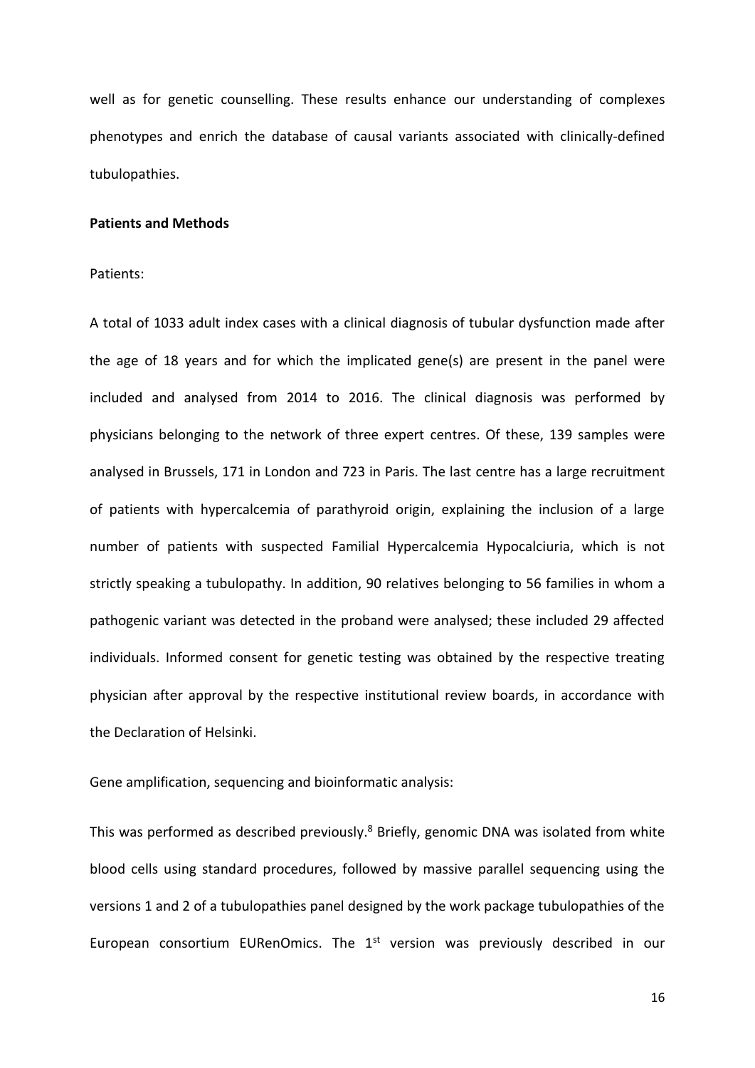well as for genetic counselling. These results enhance our understanding of complexes phenotypes and enrich the database of causal variants associated with clinically-defined tubulopathies.

## Patients and Methods

Patients:

A total of 1033 adult index cases with a clinical diagnosis of tubular dysfunction made after the age of 18 years and for which the implicated gene(s) are present in the panel were included and analysed from 2014 to 2016. The clinical diagnosis was performed by physicians belonging to the network of three expert centres. Of these, 139 samples were analysed in Brussels, 171 in London and 723 in Paris. The last centre has a large recruitment of patients with hypercalcemia of parathyroid origin, explaining the inclusion of a large number of patients with suspected Familial Hypercalcemia Hypocalciuria, which is not strictly speaking a tubulopathy. In addition, 90 relatives belonging to 56 families in whom a pathogenic variant was detected in the proband were analysed; these included 29 affected individuals. Informed consent for genetic testing was obtained by the respective treating physician after approval by the respective institutional review boards, in accordance with the Declaration of Helsinki.

Gene amplification, sequencing and bioinformatic analysis:

This was performed as described previously.[8] Briefly, genomic DNA was isolated from white blood cells using standard procedures, followed by massive parallel sequencing using the versions 1 and 2 of a tubulopathies panel designed by the work package tubulopathies of the European consortium EURenOmics. The 1st version was previously described in our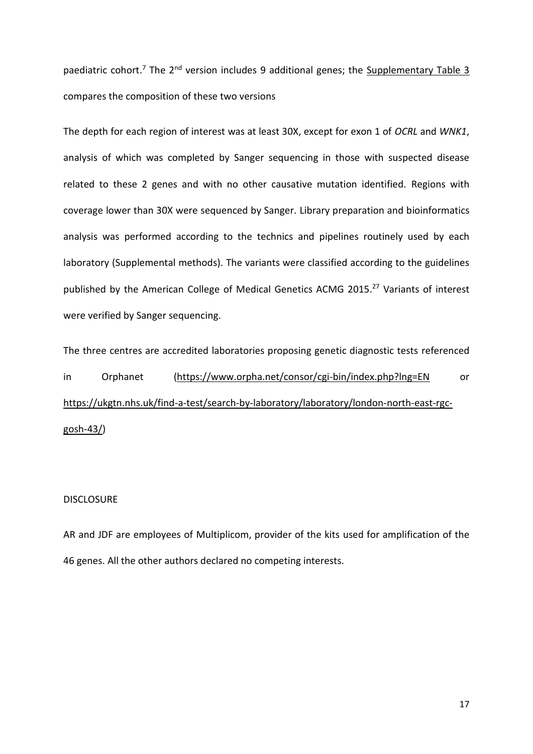paediatric cohort.[7] The 2nd version includes 9 additional genes; the Supplementary Table 3 compares the composition of these two versions

The depth for each region of interest was at least 30X, except for exon 1 of *OCRL* and *WNK1*, analysis of which was completed by Sanger sequencing in those with suspected disease related to these 2 genes and with no other causative mutation identified. Regions with coverage lower than 30X were sequenced by Sanger. Library preparation and bioinformatics analysis was performed according to the technics and pipelines routinely used by each laboratory (Supplemental methods). The variants were classified according to the guidelines published by the American College of Medical Genetics ACMG 2015.[27] Variants of interest were verified by Sanger sequencing.

The three centres are accredited laboratories proposing genetic diagnostic tests referenced in Orphanet (https://www.orpha.net/consor/cgi-bin/index.php?lng=EN or https://ukgtn.nhs.uk/find-a-test/search-by-laboratory/laboratory/london-north-east-rgc-gosh-43/)

DISCLOSURE

AR and JDF are employees of Multiplicom, provider of the kits used for amplification of the 46 genes. All the other authors declared no competing interests.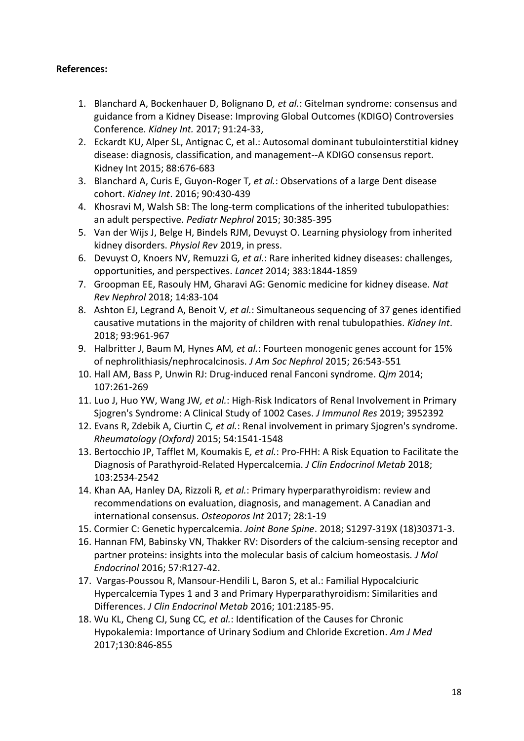**References:**

1. Blanchard A, Bockenhauer D, Bolignano D*, et al.*: Gitelman syndrome: consensus and guidance from a Kidney Disease: Improving Global Outcomes (KDIGO) Controversies Conference. *Kidney Int.* 2017; 91:24-33,
2. Eckardt KU, Alper SL, Antignac C, et al.: Autosomal dominant tubulointerstitial kidney disease: diagnosis, classification, and management--A KDIGO consensus report. Kidney Int 2015; 88:676-683
3. Blanchard A, Curis E, Guyon-Roger T*, et al.*: Observations of a large Dent disease cohort. *Kidney Int*. 2016; 90:430-439
4. Khosravi M, Walsh SB: The long-term complications of the inherited tubulopathies: an adult perspective. *Pediatr Nephrol* 2015; 30:385-395
5. Van der Wijs J, Belge H, Bindels RJM, Devuyst O. Learning physiology from inherited kidney disorders. *Physiol Rev* 2019, in press.
6. Devuyst O, Knoers NV, Remuzzi G*, et al.*: Rare inherited kidney diseases: challenges, opportunities, and perspectives. *Lancet* 2014; 383:1844-1859
7. Groopman EE, Rasouly HM, Gharavi AG: Genomic medicine for kidney disease. *Nat Rev Nephrol* 2018; 14:83-104
8. Ashton EJ, Legrand A, Benoit V*, et al.*: Simultaneous sequencing of 37 genes identified causative mutations in the majority of children with renal tubulopathies. *Kidney Int*. 2018; 93:961-967
9. Halbritter J, Baum M, Hynes AM*, et al.*: Fourteen monogenic genes account for 15% of nephrolithiasis/nephrocalcinosis. *J Am Soc Nephrol* 2015; 26:543-551
10. Hall AM, Bass P, Unwin RJ: Drug-induced renal Fanconi syndrome. *Qjm* 2014; 107:261-269
11. Luo J, Huo YW, Wang JW*, et al.*: High-Risk Indicators of Renal Involvement in Primary Sjogren's Syndrome: A Clinical Study of 1002 Cases. *J Immunol Res* 2019; 3952392
12. Evans R, Zdebik A, Ciurtin C*, et al.*: Renal involvement in primary Sjogren's syndrome. *Rheumatology (Oxford)* 2015; 54:1541-1548
13. Bertocchio JP, Tafflet M, Koumakis E*, et al.*: Pro-FHH: A Risk Equation to Facilitate the Diagnosis of Parathyroid-Related Hypercalcemia. *J Clin Endocrinol Metab* 2018; 103:2534-2542
14. Khan AA, Hanley DA, Rizzoli R*, et al.*: Primary hyperparathyroidism: review and recommendations on evaluation, diagnosis, and management. A Canadian and international consensus. *Osteoporos Int* 2017; 28:1-19
15. Cormier C: Genetic hypercalcemia. *Joint Bone Spine*. 2018; S1297-319X (18)30371-3.
16. Hannan FM, Babinsky VN, Thakker RV: Disorders of the calcium-sensing receptor and partner proteins: insights into the molecular basis of calcium homeostasis. *J Mol Endocrinol* 2016; 57:R127-42.
17. Vargas-Poussou R, Mansour-Hendili L, Baron S, et al.: Familial Hypocalciuric Hypercalcemia Types 1 and 3 and Primary Hyperparathyroidism: Similarities and Differences. *J Clin Endocrinol Metab* 2016; 101:2185-95.
18. Wu KL, Cheng CJ, Sung CC*, et al.*: Identification of the Causes for Chronic Hypokalemia: Importance of Urinary Sodium and Chloride Excretion. *Am J Med* 2017;130:846-855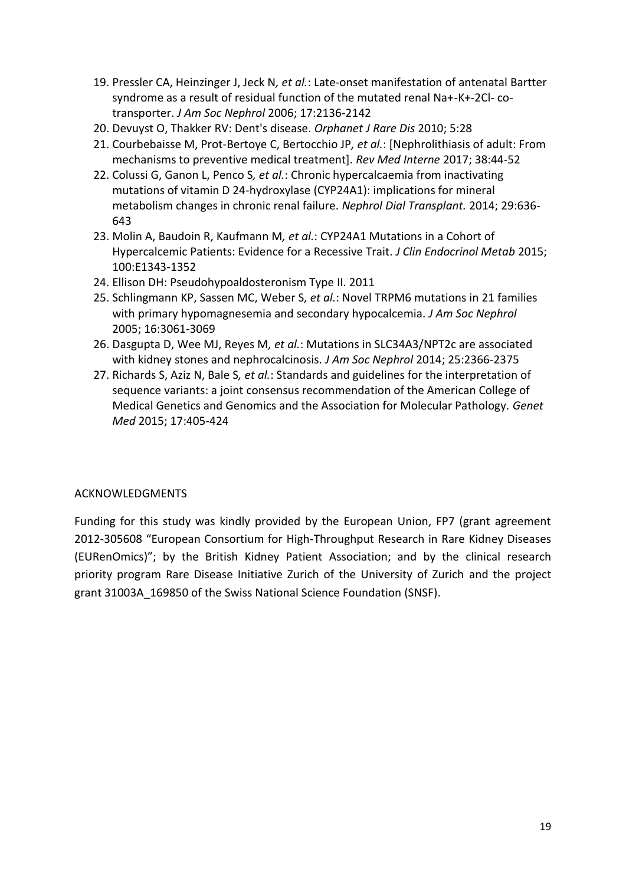19. Pressler CA, Heinzinger J, Jeck N*, et al.*: Late-onset manifestation of antenatal Bartter syndrome as a result of residual function of the mutated renal Na+-K+-2Cl- co-transporter. *J Am Soc Nephrol* 2006; 17:2136-2142
20. Devuyst O, Thakker RV: Dent's disease. *Orphanet J Rare Dis* 2010; 5:28
21. Courbebaisse M, Prot-Bertoye C, Bertocchio JP*, et al.*: [Nephrolithiasis of adult: From mechanisms to preventive medical treatment]. *Rev Med Interne* 2017; 38:44-52
22. Colussi G, Ganon L, Penco S*, et al.*: Chronic hypercalcaemia from inactivating mutations of vitamin D 24-hydroxylase (CYP24A1): implications for mineral metabolism changes in chronic renal failure. *Nephrol Dial Transplant.* 2014; 29:636-643
23. Molin A, Baudoin R, Kaufmann M*, et al.*: CYP24A1 Mutations in a Cohort of Hypercalcemic Patients: Evidence for a Recessive Trait. *J Clin Endocrinol Metab* 2015; 100:E1343-1352
24. Ellison DH: Pseudohypoaldosteronism Type II. 2011
25. Schlingmann KP, Sassen MC, Weber S*, et al.*: Novel TRPM6 mutations in 21 families with primary hypomagnesemia and secondary hypocalcemia. *J Am Soc Nephrol* 2005; 16:3061-3069
26. Dasgupta D, Wee MJ, Reyes M*, et al.*: Mutations in SLC34A3/NPT2c are associated with kidney stones and nephrocalcinosis. *J Am Soc Nephrol* 2014; 25:2366-2375
27. Richards S, Aziz N, Bale S*, et al.*: Standards and guidelines for the interpretation of sequence variants: a joint consensus recommendation of the American College of Medical Genetics and Genomics and the Association for Molecular Pathology. *Genet Med* 2015; 17:405-424

## ACKNOWLEDGMENTS

Funding for this study was kindly provided by the European Union, FP7 (grant agreement 2012-305608 "European Consortium for High-Throughput Research in Rare Kidney Diseases (EURenOmics)"; by the British Kidney Patient Association; and by the clinical research priority program Rare Disease Initiative Zurich of the University of Zurich and the project grant 31003A_169850 of the Swiss National Science Foundation (SNSF).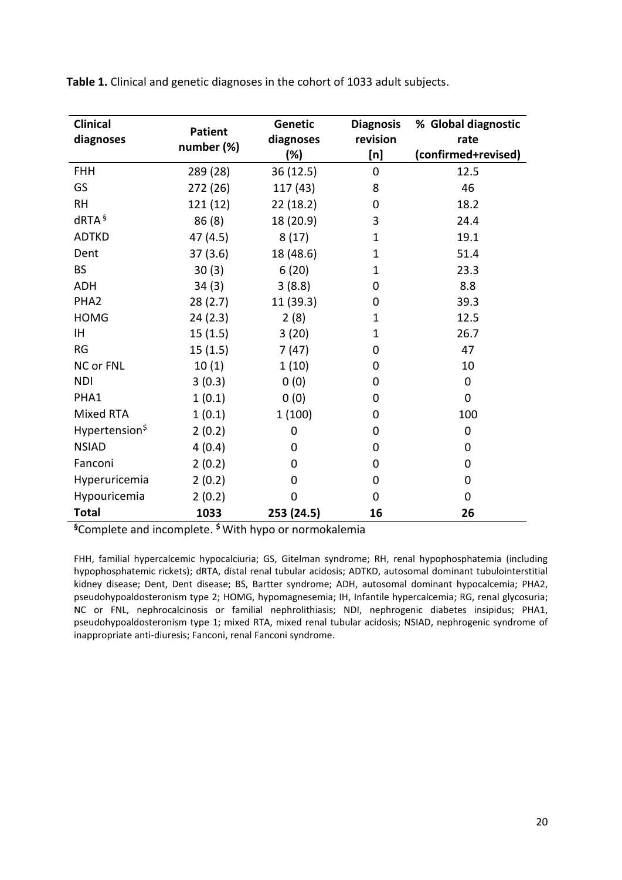**Table 1.** Clinical and genetic diagnoses in the cohort of 1033 adult subjects.

| Clinical diagnoses | Patient number (%) | Genetic diagnoses (%) | Diagnosis revision [n] | % Global diagnostic rate (confirmed+revised) |
|---|---|---|---|---|
| FHH | 289 (28) | 36 (12.5) | 0 | 12.5 |
| GS | 272 (26) | 117 (43) | 8 | 46 |
| RH | 121 (12) | 22 (18.2) | 0 | 18.2 |
| dRTA § | 86 (8) | 18 (20.9) | 3 | 24.4 |
| ADTKD | 47 (4.5) | 8 (17) | 1 | 19.1 |
| Dent | 37 (3.6) | 18 (48.6) | 1 | 51.4 |
| BS | 30 (3) | 6 (20) | 1 | 23.3 |
| ADH | 34 (3) | 3 (8.8) | 0 | 8.8 |
| PHA2 | 28 (2.7) | 11 (39.3) | 0 | 39.3 |
| HOMG | 24 (2.3) | 2 (8) | 1 | 12.5 |
| IH | 15 (1.5) | 3 (20) | 1 | 26.7 |
| RG | 15 (1.5) | 7 (47) | 0 | 47 |
| NC or FNL | 10 (1) | 1 (10) | 0 | 10 |
| NDI | 3 (0.3) | 0 (0) | 0 | 0 |
| PHA1 | 1 (0.1) | 0 (0) | 0 | 0 |
| Mixed RTA | 1 (0.1) | 1 (100) | 0 | 100 |
| Hypertension$ | 2 (0.2) | 0 | 0 | 0 |
| NSIAD | 4 (0.4) | 0 | 0 | 0 |
| Fanconi | 2 (0.2) | 0 | 0 | 0 |
| Hyperuricemia | 2 (0.2) | 0 | 0 | 0 |
| Hypouricemia | 2 (0.2) | 0 | 0 | 0 |
| **Total** | **1033** | **253 (24.5)** | **16** | **26** |

§Complete and incomplete. $ With hypo or normokalemia

FHH, familial hypercalcemic hypocalciuria; GS, Gitelman syndrome; RH, renal hypophosphatemia (including hypophosphatemic rickets); dRTA, distal renal tubular acidosis; ADTKD, autosomal dominant tubulointerstitial kidney disease; Dent, Dent disease; BS, Bartter syndrome; ADH, autosomal dominant hypocalcemia; PHA2, pseudohypoaldosteronism type 2; HOMG, hypomagnesemia; IH, Infantile hypercalcemia; RG, renal glycosuria; NC or FNL, nephrocalcinosis or familial nephrolithiasis; NDI, nephrogenic diabetes insipidus; PHA1, pseudohypoaldosteronism type 1; mixed RTA, mixed renal tubular acidosis; NSIAD, nephrogenic syndrome of inappropriate anti-diuresis; Fanconi, renal Fanconi syndrome.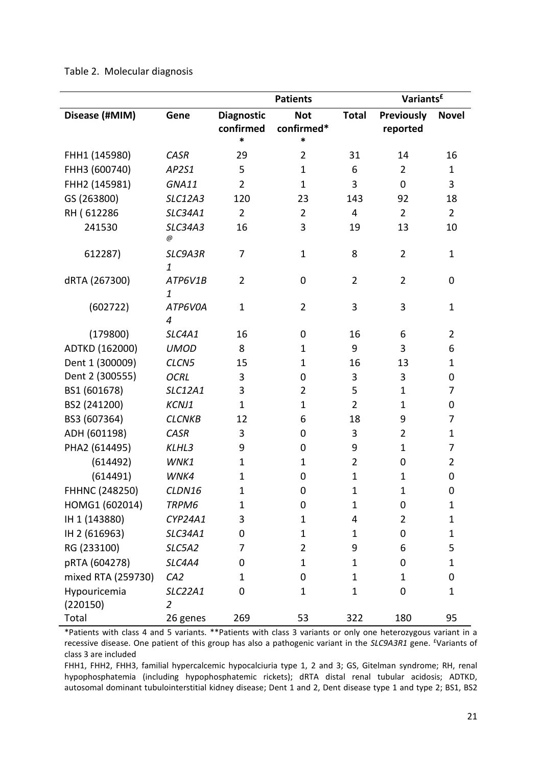Table 2. Molecular diagnosis

| | | Patients | | | Variants[£] | |
|---|---|---|---|---|---|---|
| Disease (#MIM) | Gene | Diagnostic confirmed * | Not confirmed** | Total | Previously reported | Novel |
| FHH1 (145980) | *CASR* | 29 | 2 | 31 | 14 | 16 |
| FHH3 (600740) | *AP2S1* | 5 | 1 | 6 | 2 | 1 |
| FHH2 (145981) | *GNA11* | 2 | 1 | 3 | 0 | 3 |
| GS (263800) | *SLC12A3* | 120 | 23 | 143 | 92 | 18 |
| RH ( 612286 | *SLC34A1* | 2 | 2 | 4 | 2 | 2 |
| 241530 | *SLC34A3*[@] | 16 | 3 | 19 | 13 | 10 |
| 612287) | *SLC9A3R1* | 7 | 1 | 8 | 2 | 1 |
| dRTA (267300) | *ATP6V1B1* | 2 | 0 | 2 | 2 | 0 |
| (602722) | *ATP6V0A4* | 1 | 2 | 3 | 3 | 1 |
| (179800) | *SLC4A1* | 16 | 0 | 16 | 6 | 2 |
| ADTKD (162000) | *UMOD* | 8 | 1 | 9 | 3 | 6 |
| Dent 1 (300009) | *CLCN5* | 15 | 1 | 16 | 13 | 1 |
| Dent 2 (300555) | *OCRL* | 3 | 0 | 3 | 3 | 0 |
| BS1 (601678) | *SLC12A1* | 3 | 2 | 5 | 1 | 7 |
| BS2 (241200) | *KCNJ1* | 1 | 1 | 2 | 1 | 0 |
| BS3 (607364) | *CLCNKB* | 12 | 6 | 18 | 9 | 7 |
| ADH (601198) | *CASR* | 3 | 0 | 3 | 2 | 1 |
| PHA2 (614495) | *KLHL3* | 9 | 0 | 9 | 1 | 7 |
| (614492) | *WNK1* | 1 | 1 | 2 | 0 | 2 |
| (614491) | *WNK4* | 1 | 0 | 1 | 1 | 0 |
| FHHNC (248250) | *CLDN16* | 1 | 0 | 1 | 1 | 0 |
| HOMG1 (602014) | *TRPM6* | 1 | 0 | 1 | 0 | 1 |
| IH 1 (143880) | *CYP24A1* | 3 | 1 | 4 | 2 | 1 |
| IH 2 (616963) | *SLC34A1* | 0 | 1 | 1 | 0 | 1 |
| RG (233100) | *SLC5A2* | 7 | 2 | 9 | 6 | 5 |
| pRTA (604278) | *SLC4A4* | 0 | 1 | 1 | 0 | 1 |
| mixed RTA (259730) | *CA2* | 1 | 0 | 1 | 1 | 0 |
| Hypouricemia (220150) | *SLC22A12* | 0 | 1 | 1 | 0 | 1 |
| Total | 26 genes | 269 | 53 | 322 | 180 | 95 |

*Patients with class 4 and 5 variants. **Patients with class 3 variants or only one heterozygous variant in a recessive disease. One patient of this group has also a pathogenic variant in the *SLC9A3R1* gene. [£]Variants of class 3 are included

FHH1, FHH2, FHH3, familial hypercalcemic hypocalciuria type 1, 2 and 3; GS, Gitelman syndrome; RH, renal hypophosphatemia (including hypophosphatemic rickets); dRTA distal renal tubular acidosis; ADTKD, autosomal dominant tubulointerstitial kidney disease; Dent 1 and 2, Dent disease type 1 and type 2; BS1, BS2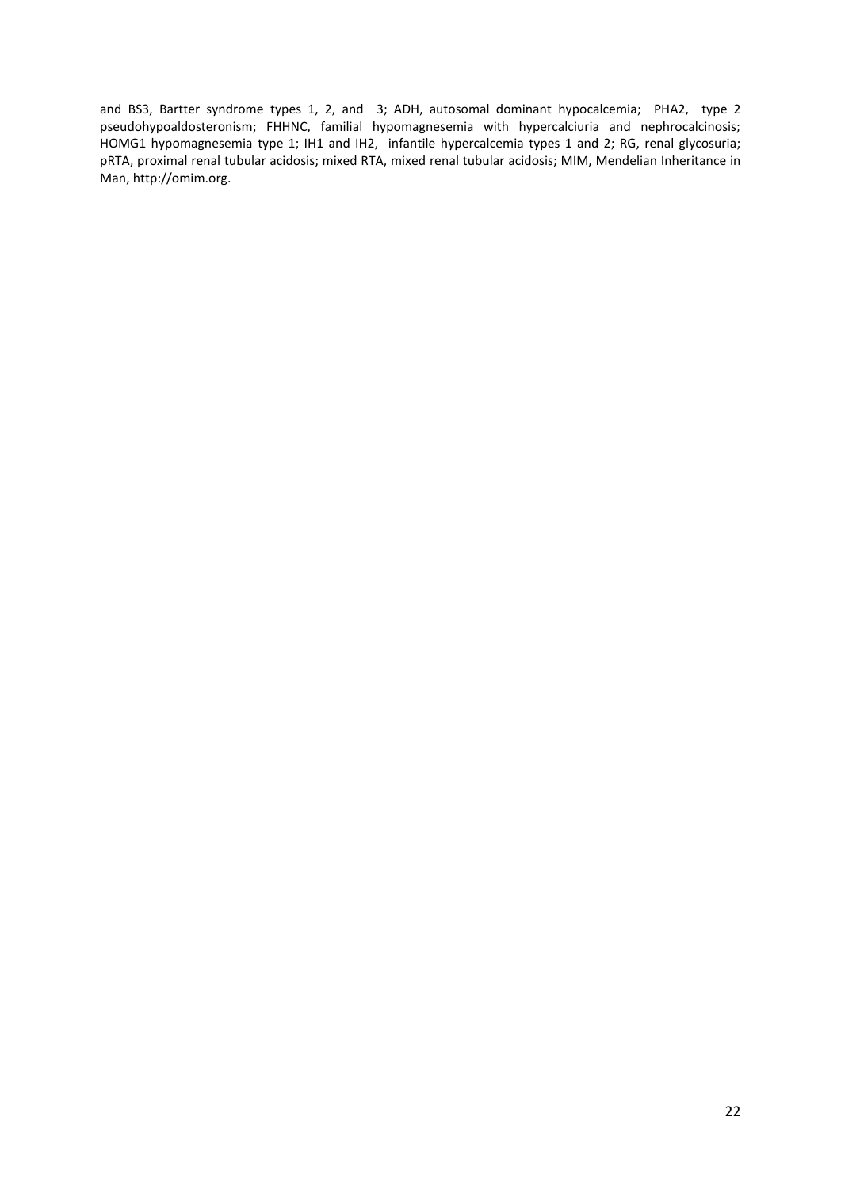and BS3, Bartter syndrome types 1, 2, and 3; ADH, autosomal dominant hypocalcemia; PHA2, type 2 pseudohypoaldosteronism; FHHNC, familial hypomagnesemia with hypercalciuria and nephrocalcinosis; HOMG1 hypomagnesemia type 1; IH1 and IH2, infantile hypercalcemia types 1 and 2; RG, renal glycosuria; pRTA, proximal renal tubular acidosis; mixed RTA, mixed renal tubular acidosis; MIM, Mendelian Inheritance in Man, http://omim.org.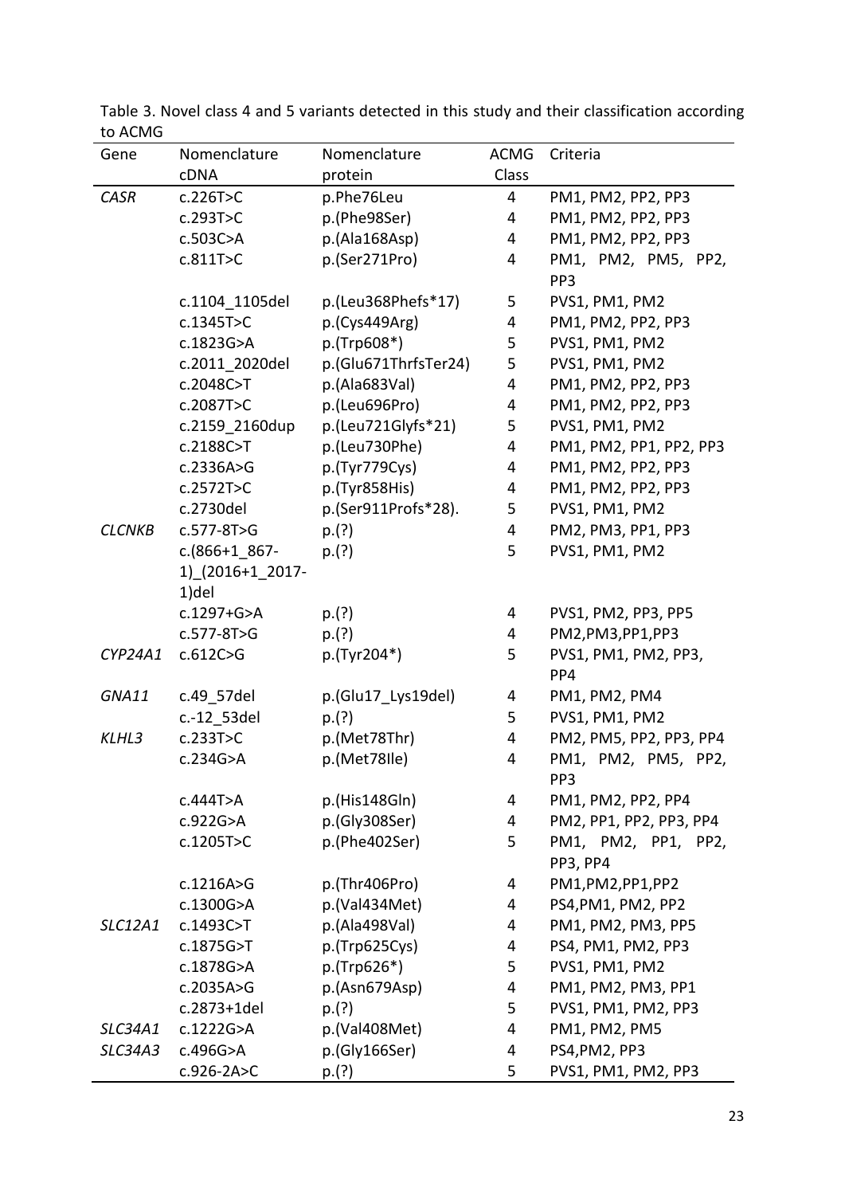Table 3. Novel class 4 and 5 variants detected in this study and their classification according to ACMG

| Gene | Nomenclature cDNA | Nomenclature protein | ACMG Class | Criteria |
|---|---|---|---|---|
| *CASR* | c.226T>C | p.Phe76Leu | 4 | PM1, PM2, PP2, PP3 |
| | c.293T>C | p.(Phe98Ser) | 4 | PM1, PM2, PP2, PP3 |
| | c.503C>A | p.(Ala168Asp) | 4 | PM1, PM2, PP2, PP3 |
| | c.811T>C | p.(Ser271Pro) | 4 | PM1, PM2, PM5, PP2, PP3 |
| | c.1104_1105del | p.(Leu368Phefs*17) | 5 | PVS1, PM1, PM2 |
| | c.1345T>C | p.(Cys449Arg) | 4 | PM1, PM2, PP2, PP3 |
| | c.1823G>A | p.(Trp608*) | 5 | PVS1, PM1, PM2 |
| | c.2011_2020del | p.(Glu671ThrfsTer24) | 5 | PVS1, PM1, PM2 |
| | c.2048C>T | p.(Ala683Val) | 4 | PM1, PM2, PP2, PP3 |
| | c.2087T>C | p.(Leu696Pro) | 4 | PM1, PM2, PP2, PP3 |
| | c.2159_2160dup | p.(Leu721Glyfs*21) | 5 | PVS1, PM1, PM2 |
| | c.2188C>T | p.(Leu730Phe) | 4 | PM1, PM2, PP1, PP2, PP3 |
| | c.2336A>G | p.(Tyr779Cys) | 4 | PM1, PM2, PP2, PP3 |
| | c.2572T>C | p.(Tyr858His) | 4 | PM1, PM2, PP2, PP3 |
| | c.2730del | p.(Ser911Profs*28). | 5 | PVS1, PM1, PM2 |
| *CLCNKB* | c.577-8T>G | p.(?) | 4 | PM2, PM3, PP1, PP3 |
| | c.(866+1_867-1)_(2016+1_2017-1)del | p.(?) | 5 | PVS1, PM1, PM2 |
| | c.1297+G>A | p.(?) | 4 | PVS1, PM2, PP3, PP5 |
| | c.577-8T>G | p.(?) | 4 | PM2,PM3,PP1,PP3 |
| *CYP24A1* | c.612C>G | p.(Tyr204*) | 5 | PVS1, PM1, PM2, PP3, PP4 |
| *GNA11* | c.49_57del | p.(Glu17_Lys19del) | 4 | PM1, PM2, PM4 |
| | c.-12_53del | p.(?) | 5 | PVS1, PM1, PM2 |
| *KLHL3* | c.233T>C | p.(Met78Thr) | 4 | PM2, PM5, PP2, PP3, PP4 |
| | c.234G>A | p.(Met78Ile) | 4 | PM1, PM2, PM5, PP2, PP3 |
| | c.444T>A | p.(His148Gln) | 4 | PM1, PM2, PP2, PP4 |
| | c.922G>A | p.(Gly308Ser) | 4 | PM2, PP1, PP2, PP3, PP4 |
| | c.1205T>C | p.(Phe402Ser) | 5 | PM1, PM2, PP1, PP2, PP3, PP4 |
| | c.1216A>G | p.(Thr406Pro) | 4 | PM1,PM2,PP1,PP2 |
| | c.1300G>A | p.(Val434Met) | 4 | PS4,PM1, PM2, PP2 |
| *SLC12A1* | c.1493C>T | p.(Ala498Val) | 4 | PM1, PM2, PM3, PP5 |
| | c.1875G>T | p.(Trp625Cys) | 4 | PS4, PM1, PM2, PP3 |
| | c.1878G>A | p.(Trp626*) | 5 | PVS1, PM1, PM2 |
| | c.2035A>G | p.(Asn679Asp) | 4 | PM1, PM2, PM3, PP1 |
| | c.2873+1del | p.(?) | 5 | PVS1, PM1, PM2, PP3 |
| *SLC34A1* | c.1222G>A | p.(Val408Met) | 4 | PM1, PM2, PM5 |
| *SLC34A3* | c.496G>A | p.(Gly166Ser) | 4 | PS4,PM2, PP3 |
| | c.926-2A>C | p.(?) | 5 | PVS1, PM1, PM2, PP3 |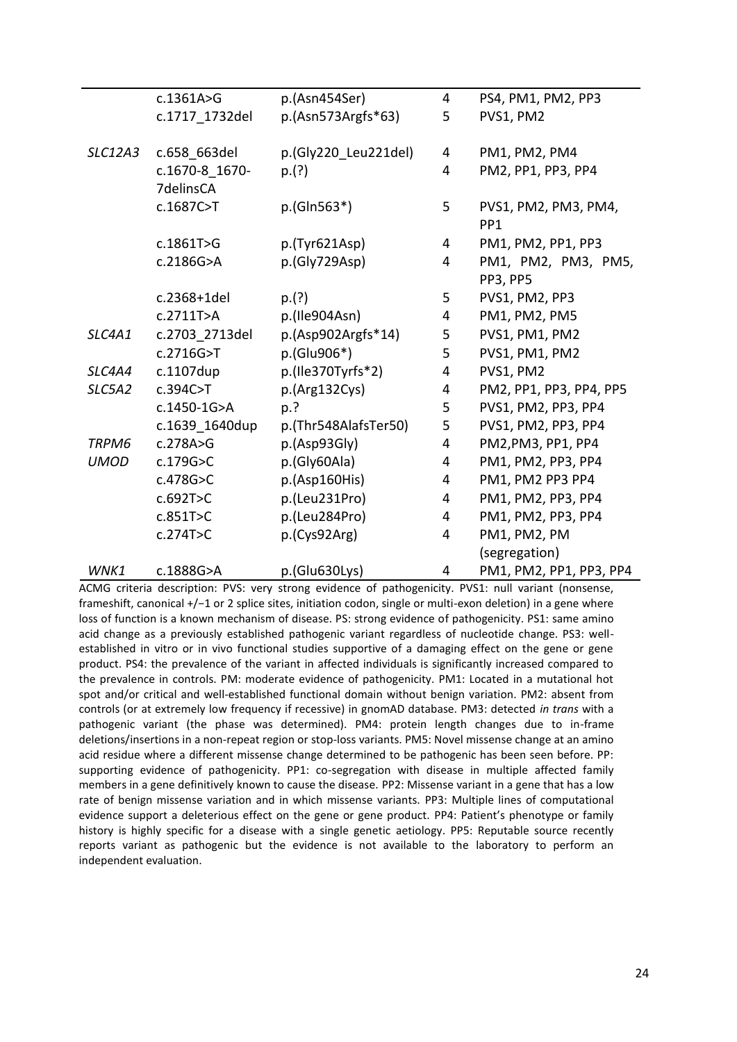| | | | | |
|---|---|---|---|---|
| | c.1361A>G | p.(Asn454Ser) | 4 | PS4, PM1, PM2, PP3 |
| | c.1717_1732del | p.(Asn573Argfs*63) | 5 | PVS1, PM2 |
| *SLC12A3* | c.658_663del | p.(Gly220_Leu221del) | 4 | PM1, PM2, PM4 |
| | c.1670-8_1670-7delinsCA | p.(?) | 4 | PM2, PP1, PP3, PP4 |
| | c.1687C>T | p.(Gln563*) | 5 | PVS1, PM2, PM3, PM4, PP1 |
| | c.1861T>G | p.(Tyr621Asp) | 4 | PM1, PM2, PP1, PP3 |
| | c.2186G>A | p.(Gly729Asp) | 4 | PM1, PM2, PM3, PM5, PP3, PP5 |
| | c.2368+1del | p.(?) | 5 | PVS1, PM2, PP3 |
| | c.2711T>A | p.(Ile904Asn) | 4 | PM1, PM2, PM5 |
| *SLC4A1* | c.2703_2713del | p.(Asp902Argfs*14) | 5 | PVS1, PM1, PM2 |
| | c.2716G>T | p.(Glu906*) | 5 | PVS1, PM1, PM2 |
| *SLC4A4* | c.1107dup | p.(Ile370Tyrfs*2) | 4 | PVS1, PM2 |
| *SLC5A2* | c.394C>T | p.(Arg132Cys) | 4 | PM2, PP1, PP3, PP4, PP5 |
| | c.1450-1G>A | p.? | 5 | PVS1, PM2, PP3, PP4 |
| | c.1639_1640dup | p.(Thr548AlafsTer50) | 5 | PVS1, PM2, PP3, PP4 |
| *TRPM6* | c.278A>G | p.(Asp93Gly) | 4 | PM2,PM3, PP1, PP4 |
| *UMOD* | c.179G>C | p.(Gly60Ala) | 4 | PM1, PM2, PP3, PP4 |
| | c.478G>C | p.(Asp160His) | 4 | PM1, PM2 PP3 PP4 |
| | c.692T>C | p.(Leu231Pro) | 4 | PM1, PM2, PP3, PP4 |
| | c.851T>C | p.(Leu284Pro) | 4 | PM1, PM2, PP3, PP4 |
| | c.274T>C | p.(Cys92Arg) | 4 | PM1, PM2, PM (segregation) |
| *WNK1* | c.1888G>A | p.(Glu630Lys) | 4 | PM1, PM2, PP1, PP3, PP4 |

ACMG criteria description: PVS: very strong evidence of pathogenicity. PVS1: null variant (nonsense, frameshift, canonical +/−1 or 2 splice sites, initiation codon, single or multi-exon deletion) in a gene where loss of function is a known mechanism of disease. PS: strong evidence of pathogenicity. PS1: same amino acid change as a previously established pathogenic variant regardless of nucleotide change. PS3: well-established in vitro or in vivo functional studies supportive of a damaging effect on the gene or gene product. PS4: the prevalence of the variant in affected individuals is significantly increased compared to the prevalence in controls. PM: moderate evidence of pathogenicity. PM1: Located in a mutational hot spot and/or critical and well-established functional domain without benign variation. PM2: absent from controls (or at extremely low frequency if recessive) in gnomAD database. PM3: detected *in trans* with a pathogenic variant (the phase was determined). PM4: protein length changes due to in-frame deletions/insertions in a non-repeat region or stop-loss variants. PM5: Novel missense change at an amino acid residue where a different missense change determined to be pathogenic has been seen before. PP: supporting evidence of pathogenicity. PP1: co-segregation with disease in multiple affected family members in a gene definitively known to cause the disease. PP2: Missense variant in a gene that has a low rate of benign missense variation and in which missense variants. PP3: Multiple lines of computational evidence support a deleterious effect on the gene or gene product. PP4: Patient's phenotype or family history is highly specific for a disease with a single genetic aetiology. PP5: Reputable source recently reports variant as pathogenic but the evidence is not available to the laboratory to perform an independent evaluation.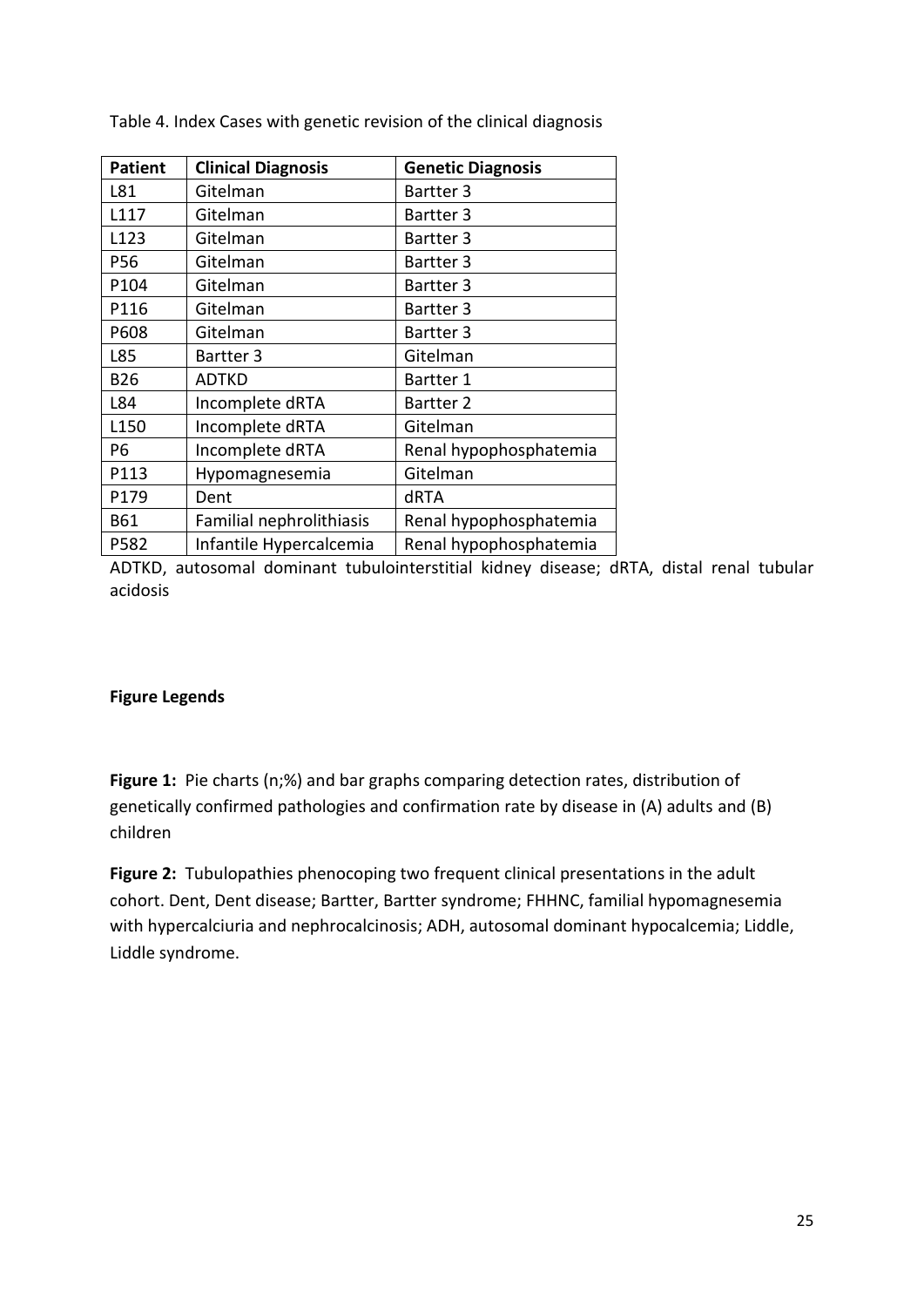Table 4. Index Cases with genetic revision of the clinical diagnosis

| Patient | Clinical Diagnosis | Genetic Diagnosis |
|---|---|---|
| L81 | Gitelman | Bartter 3 |
| L117 | Gitelman | Bartter 3 |
| L123 | Gitelman | Bartter 3 |
| P56 | Gitelman | Bartter 3 |
| P104 | Gitelman | Bartter 3 |
| P116 | Gitelman | Bartter 3 |
| P608 | Gitelman | Bartter 3 |
| L85 | Bartter 3 | Gitelman |
| B26 | ADTKD | Bartter 1 |
| L84 | Incomplete dRTA | Bartter 2 |
| L150 | Incomplete dRTA | Gitelman |
| P6 | Incomplete dRTA | Renal hypophosphatemia |
| P113 | Hypomagnesemia | Gitelman |
| P179 | Dent | dRTA |
| B61 | Familial nephrolithiasis | Renal hypophosphatemia |
| P582 | Infantile Hypercalcemia | Renal hypophosphatemia |

ADTKD, autosomal dominant tubulointerstitial kidney disease; dRTA, distal renal tubular acidosis

## Figure Legends

**Figure 1:** Pie charts (n;%) and bar graphs comparing detection rates, distribution of genetically confirmed pathologies and confirmation rate by disease in (A) adults and (B) children

**Figure 2:** Tubulopathies phenocoping two frequent clinical presentations in the adult cohort. Dent, Dent disease; Bartter, Bartter syndrome; FHHNC, familial hypomagnesemia with hypercalciuria and nephrocalcinosis; ADH, autosomal dominant hypocalcemia; Liddle, Liddle syndrome.